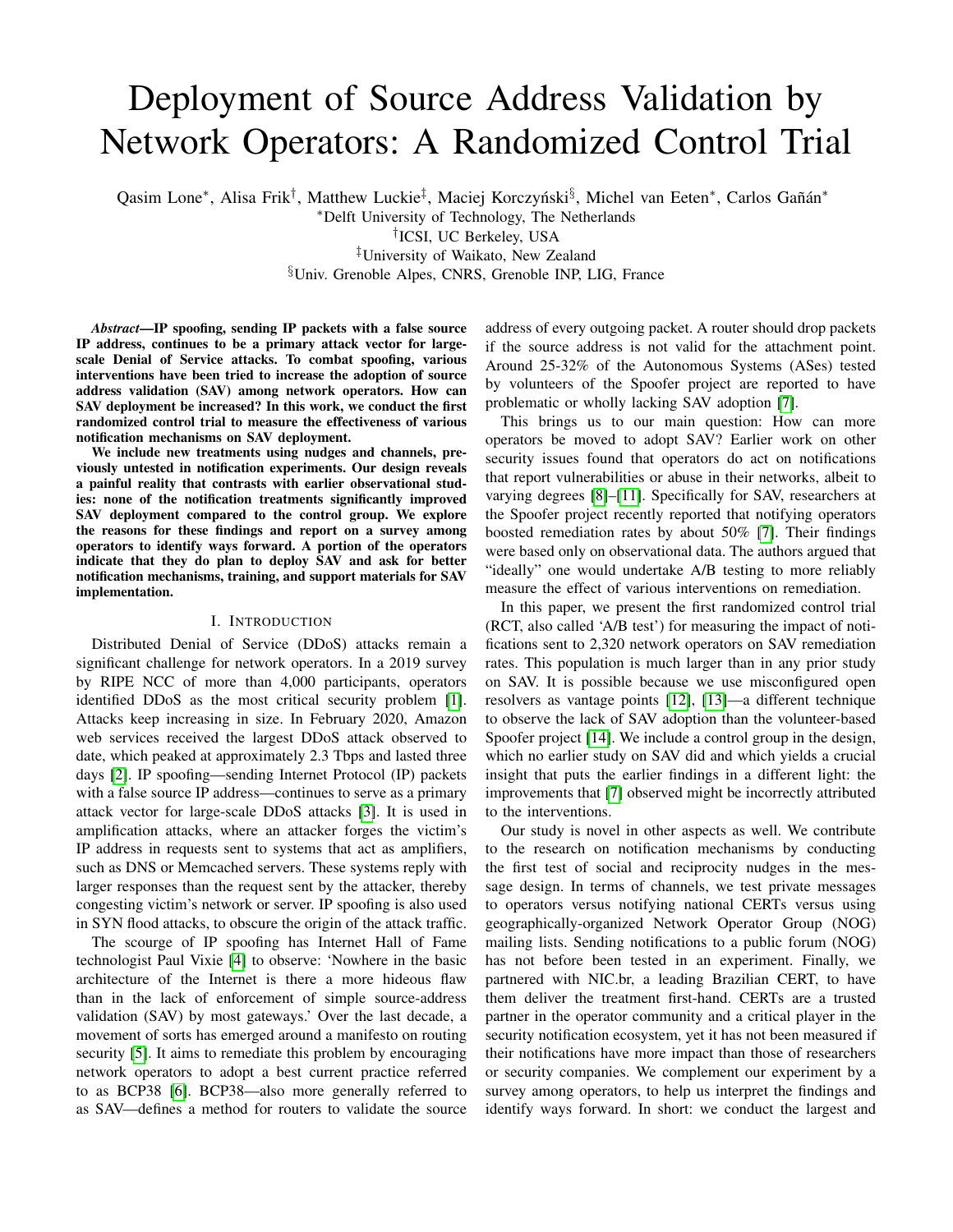# Deployment of Source Address Validation by Network Operators: A Randomized Control Trial

Qasim Lone[*], Alisa Frik[†], Matthew Luckie[‡], Maciej Korczyński[§], Michel van Eeten[*], Carlos Gañán[*]

[*]Delft University of Technology, The Netherlands

[†]ICSI, UC Berkeley, USA

[‡]University of Waikato, New Zealand

[§]Univ. Grenoble Alpes, CNRS, Grenoble INP, LIG, France

***Abstract*—IP spoofing, sending IP packets with a false source IP address, continues to be a primary attack vector for large-scale Denial of Service attacks. To combat spoofing, various interventions have been tried to increase the adoption of source address validation (SAV) among network operators. How can SAV deployment be increased? In this work, we conduct the first randomized control trial to measure the effectiveness of various notification mechanisms on SAV deployment.**

**We include new treatments using nudges and channels, previously untested in notification experiments. Our design reveals a painful reality that contrasts with earlier observational studies: none of the notification treatments significantly improved SAV deployment compared to the control group. We explore the reasons for these findings and report on a survey among operators to identify ways forward. A portion of the operators indicate that they do plan to deploy SAV and ask for better notification mechanisms, training, and support materials for SAV implementation.**

## I. Introduction

Distributed Denial of Service (DDoS) attacks remain a significant challenge for network operators. In a 2019 survey by RIPE NCC of more than 4,000 participants, operators identified DDoS as the most critical security problem [1]. Attacks keep increasing in size. In February 2020, Amazon web services received the largest DDoS attack observed to date, which peaked at approximately 2.3 Tbps and lasted three days [2]. IP spoofing—sending Internet Protocol (IP) packets with a false source IP address—continues to serve as a primary attack vector for large-scale DDoS attacks [3]. It is used in amplification attacks, where an attacker forges the victim's IP address in requests sent to systems that act as amplifiers, such as DNS or Memcached servers. These systems reply with larger responses than the request sent by the attacker, thereby congesting victim's network or server. IP spoofing is also used in SYN flood attacks, to obscure the origin of the attack traffic.

The scourge of IP spoofing has Internet Hall of Fame technologist Paul Vixie [4] to observe: 'Nowhere in the basic architecture of the Internet is there a more hideous flaw than in the lack of enforcement of simple source-address validation (SAV) by most gateways.' Over the last decade, a movement of sorts has emerged around a manifesto on routing security [5]. It aims to remediate this problem by encouraging network operators to adopt a best current practice referred to as BCP38 [6]. BCP38—also more generally referred to as SAV—defines a method for routers to validate the source address of every outgoing packet. A router should drop packets if the source address is not valid for the attachment point. Around 25-32% of the Autonomous Systems (ASes) tested by volunteers of the Spoofer project are reported to have problematic or wholly lacking SAV adoption [7].

This brings us to our main question: How can more operators be moved to adopt SAV? Earlier work on other security issues found that operators do act on notifications that report vulnerabilities or abuse in their networks, albeit to varying degrees [8]–[11]. Specifically for SAV, researchers at the Spoofer project recently reported that notifying operators boosted remediation rates by about 50% [7]. Their findings were based only on observational data. The authors argued that "ideally" one would undertake A/B testing to more reliably measure the effect of various interventions on remediation.

In this paper, we present the first randomized control trial (RCT, also called 'A/B test') for measuring the impact of notifications sent to 2,320 network operators on SAV remediation rates. This population is much larger than in any prior study on SAV. It is possible because we use misconfigured open resolvers as vantage points [12], [13]—a different technique to observe the lack of SAV adoption than the volunteer-based Spoofer project [14]. We include a control group in the design, which no earlier study on SAV did and which yields a crucial insight that puts the earlier findings in a different light: the improvements that [7] observed might be incorrectly attributed to the interventions.

Our study is novel in other aspects as well. We contribute to the research on notification mechanisms by conducting the first test of social and reciprocity nudges in the message design. In terms of channels, we test private messages to operators versus notifying national CERTs versus using geographically-organized Network Operator Group (NOG) mailing lists. Sending notifications to a public forum (NOG) has not before been tested in an experiment. Finally, we partnered with NIC.br, a leading Brazilian CERT, to have them deliver the treatment first-hand. CERTs are a trusted partner in the operator community and a critical player in the security notification ecosystem, yet it has not been measured if their notifications have more impact than those of researchers or security companies. We complement our experiment by a survey among operators, to help us interpret the findings and identify ways forward. In short: we conduct the largest and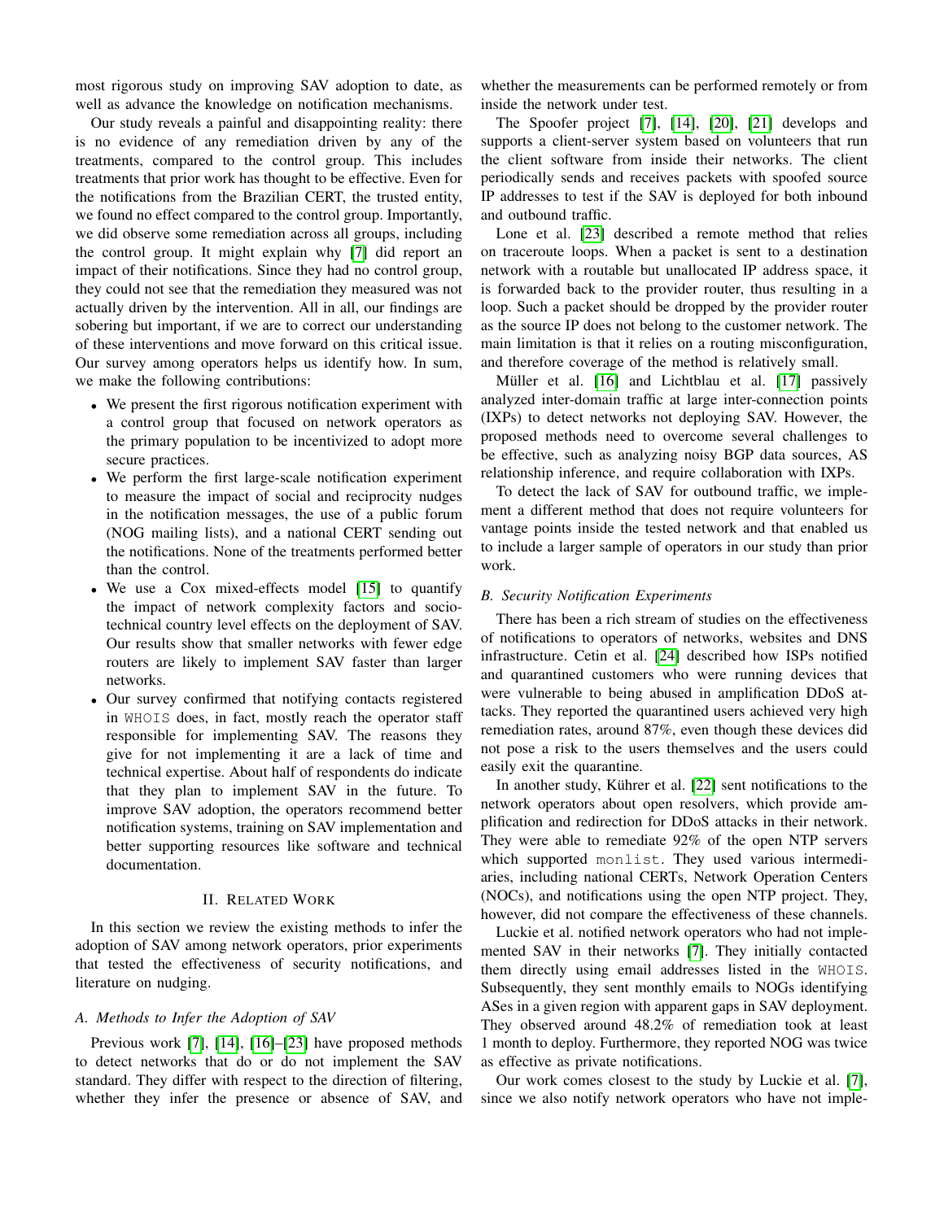most rigorous study on improving SAV adoption to date, as well as advance the knowledge on notification mechanisms.

Our study reveals a painful and disappointing reality: there is no evidence of any remediation driven by any of the treatments, compared to the control group. This includes treatments that prior work has thought to be effective. Even for the notifications from the Brazilian CERT, the trusted entity, we found no effect compared to the control group. Importantly, we did observe some remediation across all groups, including the control group. It might explain why [7] did report an impact of their notifications. Since they had no control group, they could not see that the remediation they measured was not actually driven by the intervention. All in all, our findings are sobering but important, if we are to correct our understanding of these interventions and move forward on this critical issue. Our survey among operators helps us identify how. In sum, we make the following contributions:

- We present the first rigorous notification experiment with a control group that focused on network operators as the primary population to be incentivized to adopt more secure practices.
- We perform the first large-scale notification experiment to measure the impact of social and reciprocity nudges in the notification messages, the use of a public forum (NOG mailing lists), and a national CERT sending out the notifications. None of the treatments performed better than the control.
- We use a Cox mixed-effects model [15] to quantify the impact of network complexity factors and socio-technical country level effects on the deployment of SAV. Our results show that smaller networks with fewer edge routers are likely to implement SAV faster than larger networks.
- Our survey confirmed that notifying contacts registered in `WHOIS` does, in fact, mostly reach the operator staff responsible for implementing SAV. The reasons they give for not implementing it are a lack of time and technical expertise. About half of respondents do indicate that they plan to implement SAV in the future. To improve SAV adoption, the operators recommend better notification systems, training on SAV implementation and better supporting resources like software and technical documentation.

## II. Related Work

In this section we review the existing methods to infer the adoption of SAV among network operators, prior experiments that tested the effectiveness of security notifications, and literature on nudging.

### A. Methods to Infer the Adoption of SAV

Previous work [7], [14], [16]–[23] have proposed methods to detect networks that do or do not implement the SAV standard. They differ with respect to the direction of filtering, whether they infer the presence or absence of SAV, and whether the measurements can be performed remotely or from inside the network under test.

The Spoofer project [7], [14], [20], [21] develops and supports a client-server system based on volunteers that run the client software from inside their networks. The client periodically sends and receives packets with spoofed source IP addresses to test if the SAV is deployed for both inbound and outbound traffic.

Lone et al. [23] described a remote method that relies on traceroute loops. When a packet is sent to a destination network with a routable but unallocated IP address space, it is forwarded back to the provider router, thus resulting in a loop. Such a packet should be dropped by the provider router as the source IP does not belong to the customer network. The main limitation is that it relies on a routing misconfiguration, and therefore coverage of the method is relatively small.

Müller et al. [16] and Lichtblau et al. [17] passively analyzed inter-domain traffic at large inter-connection points (IXPs) to detect networks not deploying SAV. However, the proposed methods need to overcome several challenges to be effective, such as analyzing noisy BGP data sources, AS relationship inference, and require collaboration with IXPs.

To detect the lack of SAV for outbound traffic, we implement a different method that does not require volunteers for vantage points inside the tested network and that enabled us to include a larger sample of operators in our study than prior work.

### B. Security Notification Experiments

There has been a rich stream of studies on the effectiveness of notifications to operators of networks, websites and DNS infrastructure. Cetin et al. [24] described how ISPs notified and quarantined customers who were running devices that were vulnerable to being abused in amplification DDoS attacks. They reported the quarantined users achieved very high remediation rates, around 87%, even though these devices did not pose a risk to the users themselves and the users could easily exit the quarantine.

In another study, Kührer et al. [22] sent notifications to the network operators about open resolvers, which provide amplification and redirection for DDoS attacks in their network. They were able to remediate 92% of the open NTP servers which supported `monlist`. They used various intermediaries, including national CERTs, Network Operation Centers (NOCs), and notifications using the open NTP project. They, however, did not compare the effectiveness of these channels.

Luckie et al. notified network operators who had not implemented SAV in their networks [7]. They initially contacted them directly using email addresses listed in the `WHOIS`. Subsequently, they sent monthly emails to NOGs identifying ASes in a given region with apparent gaps in SAV deployment. They observed around 48.2% of remediation took at least 1 month to deploy. Furthermore, they reported NOG was twice as effective as private notifications.

Our work comes closest to the study by Luckie et al. [7], since we also notify network operators who have not imple-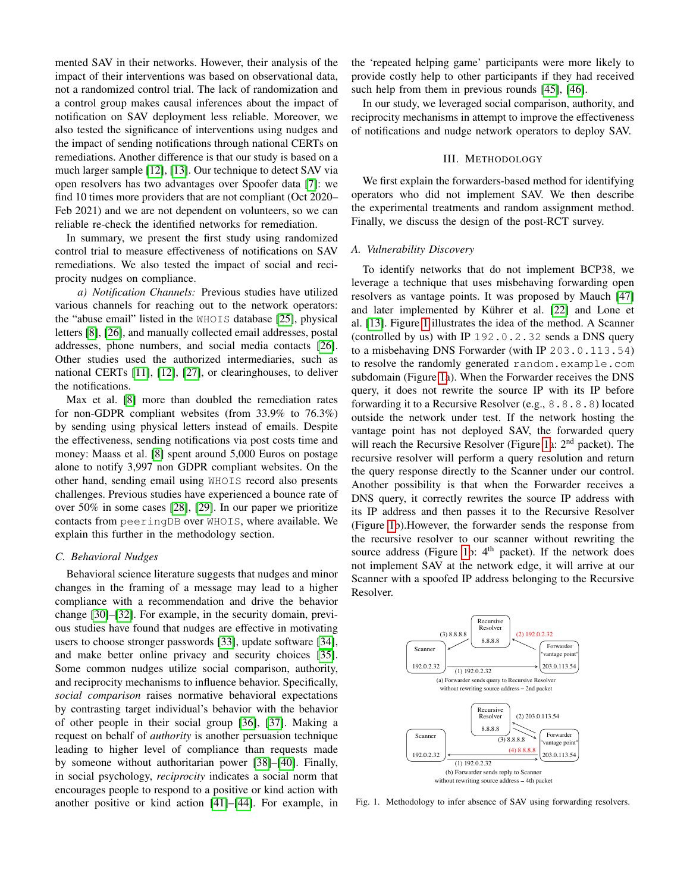mented SAV in their networks. However, their analysis of the impact of their interventions was based on observational data, not a randomized control trial. The lack of randomization and a control group makes causal inferences about the impact of notification on SAV deployment less reliable. Moreover, we also tested the significance of interventions using nudges and the impact of sending notifications through national CERTs on remediations. Another difference is that our study is based on a much larger sample [12], [13]. Our technique to detect SAV via open resolvers has two advantages over Spoofer data [7]: we find 10 times more providers that are not compliant (Oct 2020–Feb 2021) and we are not dependent on volunteers, so we can reliable re-check the identified networks for remediation.

In summary, we present the first study using randomized control trial to measure effectiveness of notifications on SAV remediations. We also tested the impact of social and reciprocity nudges on compliance.

*a) Notification Channels:* Previous studies have utilized various channels for reaching out to the network operators: the "abuse email" listed in the `WHOIS` database [25], physical letters [8], [26], and manually collected email addresses, postal addresses, phone numbers, and social media contacts [26]. Other studies used the authorized intermediaries, such as national CERTs [11], [12], [27], or clearinghouses, to deliver the notifications.

Max et al. [8] more than doubled the remediation rates for non-GDPR compliant websites (from 33.9% to 76.3%) by sending using physical letters instead of emails. Despite the effectiveness, sending notifications via post costs time and money: Maass et al. [8] spent around 5,000 Euros on postage alone to notify 3,997 non GDPR compliant websites. On the other hand, sending email using `WHOIS` record also presents challenges. Previous studies have experienced a bounce rate of over 50% in some cases [28], [29]. In our paper we prioritize contacts from `peeringDB` over `WHOIS`, where available. We explain this further in the methodology section.

### C. Behavioral Nudges

Behavioral science literature suggests that nudges and minor changes in the framing of a message may lead to a higher compliance with a recommendation and drive the behavior change [30]–[32]. For example, in the security domain, previous studies have found that nudges are effective in motivating users to choose stronger passwords [33], update software [34], and make better online privacy and security choices [35]. Some common nudges utilize social comparison, authority, and reciprocity mechanisms to influence behavior. Specifically, *social comparison* raises normative behavioral expectations by contrasting target individual's behavior with the behavior of other people in their social group [36], [37]. Making a request on behalf of *authority* is another persuasion technique leading to higher level of compliance than requests made by someone without authoritarian power [38]–[40]. Finally, in social psychology, *reciprocity* indicates a social norm that encourages people to respond to a positive or kind action with another positive or kind action [41]–[44]. For example, in the 'repeated helping game' participants were more likely to provide costly help to other participants if they had received such help from them in previous rounds [45], [46].

In our study, we leveraged social comparison, authority, and reciprocity mechanisms in attempt to improve the effectiveness of notifications and nudge network operators to deploy SAV.

## III. Methodology

We first explain the forwarders-based method for identifying operators who did not implement SAV. We then describe the experimental treatments and random assignment method. Finally, we discuss the design of the post-RCT survey.

### A. Vulnerability Discovery

To identify networks that do not implement BCP38, we leverage a technique that uses misbehaving forwarding open resolvers as vantage points. It was proposed by Mauch [47] and later implemented by Kührer et al. [22] and Lone et al. [13]. Figure 1 illustrates the idea of the method. A Scanner (controlled by us) with IP `192.0.2.32` sends a DNS query to a misbehaving DNS Forwarder (with IP `203.0.113.54`) to resolve the randomly generated `random.example.com` subdomain (Figure 1a). When the Forwarder receives the DNS query, it does not rewrite the source IP with its IP before forwarding it to a Recursive Resolver (e.g., `8.8.8.8`) located outside the network under test. If the network hosting the vantage point has not deployed SAV, the forwarded query will reach the Recursive Resolver (Figure 1a: 2nd packet). The recursive resolver will perform a query resolution and return the query response directly to the Scanner under our control. Another possibility is that when the Forwarder receives a DNS query, it correctly rewrites the source IP address with its IP address and then passes it to the Recursive Resolver (Figure 1b).However, the forwarder sends the response from the recursive resolver to our scanner without rewriting the source address (Figure 1b: 4th packet). If the network does not implement SAV at the network edge, it will arrive at our Scanner with a spoofed IP address belonging to the Recursive Resolver.

(a) Forwarder sends query to Recursive Resolver without rewriting source address – 2nd packet

(b) Forwarder sends reply to Scanner without rewriting source address – 4th packet

Fig. 1. Methodology to infer absence of SAV using forwarding resolvers.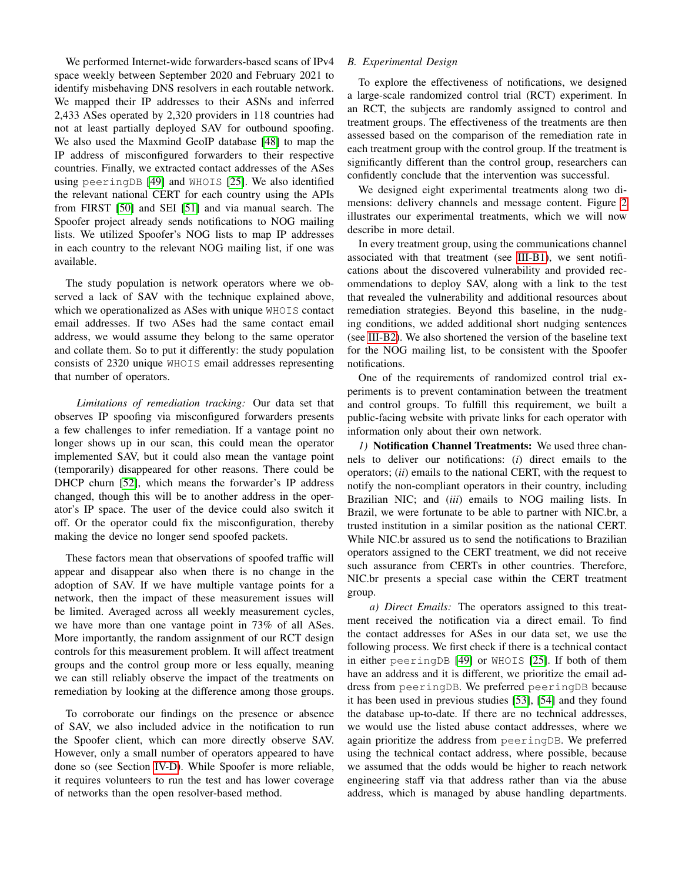We performed Internet-wide forwarders-based scans of IPv4 space weekly between September 2020 and February 2021 to identify misbehaving DNS resolvers in each routable network. We mapped their IP addresses to their ASNs and inferred 2,433 ASes operated by 2,320 providers in 118 countries had not at least partially deployed SAV for outbound spoofing. We also used the Maxmind GeoIP database [48] to map the IP address of misconfigured forwarders to their respective countries. Finally, we extracted contact addresses of the ASes using `peeringDB` [49] and `WHOIS` [25]. We also identified the relevant national CERT for each country using the APIs from FIRST [50] and SEI [51] and via manual search. The Spoofer project already sends notifications to NOG mailing lists. We utilized Spoofer's NOG lists to map IP addresses in each country to the relevant NOG mailing list, if one was available.

The study population is network operators where we observed a lack of SAV with the technique explained above, which we operationalized as ASes with unique `WHOIS` contact email addresses. If two ASes had the same contact email address, we would assume they belong to the same operator and collate them. So to put it differently: the study population consists of 2320 unique `WHOIS` email addresses representing that number of operators.

*Limitations of remediation tracking:* Our data set that observes IP spoofing via misconfigured forwarders presents a few challenges to infer remediation. If a vantage point no longer shows up in our scan, this could mean the operator implemented SAV, but it could also mean the vantage point (temporarily) disappeared for other reasons. There could be DHCP churn [52], which means the forwarder's IP address changed, though this will be to another address in the operator's IP space. The user of the device could also switch it off. Or the operator could fix the misconfiguration, thereby making the device no longer send spoofed packets.

These factors mean that observations of spoofed traffic will appear and disappear also when there is no change in the adoption of SAV. If we have multiple vantage points for a network, then the impact of these measurement issues will be limited. Averaged across all weekly measurement cycles, we have more than one vantage point in 73% of all ASes. More importantly, the random assignment of our RCT design controls for this measurement problem. It will affect treatment groups and the control group more or less equally, meaning we can still reliably observe the impact of the treatments on remediation by looking at the difference among those groups.

To corroborate our findings on the presence or absence of SAV, we also included advice in the notification to run the Spoofer client, which can more directly observe SAV. However, only a small number of operators appeared to have done so (see Section IV-D). While Spoofer is more reliable, it requires volunteers to run the test and has lower coverage of networks than the open resolver-based method.

### B. Experimental Design

To explore the effectiveness of notifications, we designed a large-scale randomized control trial (RCT) experiment. In an RCT, the subjects are randomly assigned to control and treatment groups. The effectiveness of the treatments are then assessed based on the comparison of the remediation rate in each treatment group with the control group. If the treatment is significantly different than the control group, researchers can confidently conclude that the intervention was successful.

We designed eight experimental treatments along two dimensions: delivery channels and message content. Figure 2 illustrates our experimental treatments, which we will now describe in more detail.

In every treatment group, using the communications channel associated with that treatment (see III-B1), we sent notifications about the discovered vulnerability and provided recommendations to deploy SAV, along with a link to the test that revealed the vulnerability and additional resources about remediation strategies. Beyond this baseline, in the nudging conditions, we added additional short nudging sentences (see III-B2). We also shortened the version of the baseline text for the NOG mailing list, to be consistent with the Spoofer notifications.

One of the requirements of randomized control trial experiments is to prevent contamination between the treatment and control groups. To fulfill this requirement, we built a public-facing website with private links for each operator with information only about their own network.

*1)* **Notification Channel Treatments:** We used three channels to deliver our notifications: (*i*) direct emails to the operators; (*ii*) emails to the national CERT, with the request to notify the non-compliant operators in their country, including Brazilian NIC; and (*iii*) emails to NOG mailing lists. In Brazil, we were fortunate to be able to partner with NIC.br, a trusted institution in a similar position as the national CERT. While NIC.br assured us to send the notifications to Brazilian operators assigned to the CERT treatment, we did not receive such assurance from CERTs in other countries. Therefore, NIC.br presents a special case within the CERT treatment group.

*a) Direct Emails:* The operators assigned to this treatment received the notification via a direct email. To find the contact addresses for ASes in our data set, we use the following process. We first check if there is a technical contact in either `peeringDB` [49] or `WHOIS` [25]. If both of them have an address and it is different, we prioritize the email address from `peeringDB`. We preferred `peeringDB` because it has been used in previous studies [53], [54] and they found the database up-to-date. If there are no technical addresses, we would use the listed abuse contact addresses, where we again prioritize the address from `peeringDB`. We preferred using the technical contact address, where possible, because we assumed that the odds would be higher to reach network engineering staff via that address rather than via the abuse address, which is managed by abuse handling departments.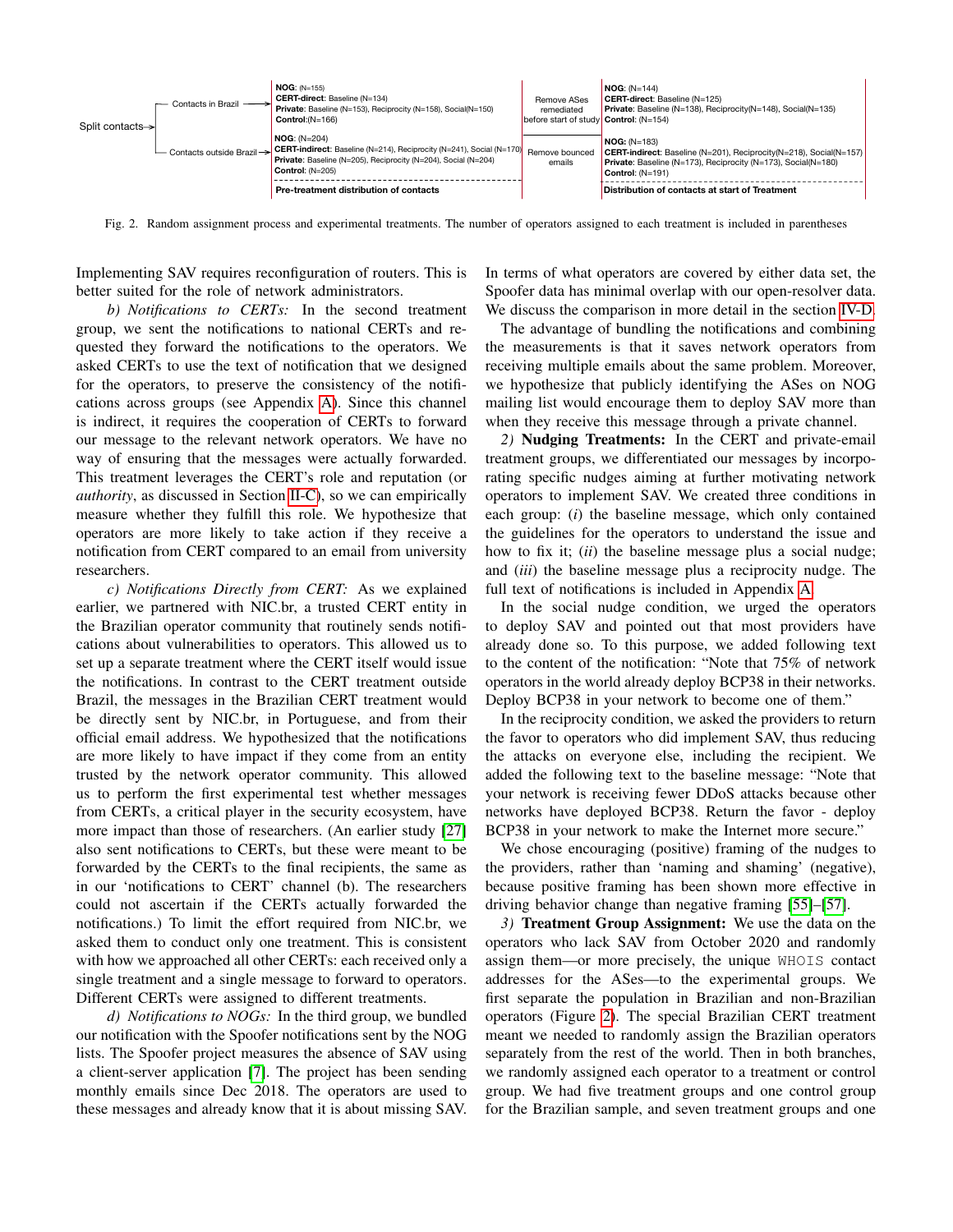Split contacts → Contacts in Brazil / Contacts outside Brazil

| | Pre-treatment distribution of contacts | | Distribution of contacts at start of Treatment |
|---|---|---|---|
| Contacts in Brazil | **NOG**: (N=155)<br>**CERT-direct**: Baseline (N=134)<br>**Private**: Baseline (N=153), Reciprocity (N=158), Social(N=150)<br>**Control**:(N=166) | Remove ASes remediated before start of study | **NOG**: (N=144)<br>**CERT-direct**: Baseline (N=125)<br>**Private**: Baseline (N=138), Reciprocity(N=148), Social(N=135)<br>**Control**: (N=154) |
| Contacts outside Brazil | **NOG**: (N=204)<br>**CERT-indirect**: Baseline (N=214), Reciprocity (N=241), Social (N=170)<br>**Private**: Baseline (N=205), Reciprocity (N=204), Social (N=204)<br>**Control**: (N=205) | Remove bounced emails | **NOG**: (N=183)<br>**CERT-indirect**: Baseline (N=201), Reciprocity(N=218), Social(N=157)<br>**Private**: Baseline (N=173), Reciprocity (N=173), Social(N=180)<br>**Control**: (N=191) |

Fig. 2. Random assignment process and experimental treatments. The number of operators assigned to each treatment is included in parentheses

Implementing SAV requires reconfiguration of routers. This is better suited for the role of network administrators.

*b) Notifications to CERTs:* In the second treatment group, we sent the notifications to national CERTs and requested they forward the notifications to the operators. We asked CERTs to use the text of notification that we designed for the operators, to preserve the consistency of the notifications across groups (see Appendix A). Since this channel is indirect, it requires the cooperation of CERTs to forward our message to the relevant network operators. We have no way of ensuring that the messages were actually forwarded. This treatment leverages the CERT's role and reputation (or *authority*, as discussed in Section II-C), so we can empirically measure whether they fulfill this role. We hypothesize that operators are more likely to take action if they receive a notification from CERT compared to an email from university researchers.

*c) Notifications Directly from CERT:* As we explained earlier, we partnered with NIC.br, a trusted CERT entity in the Brazilian operator community that routinely sends notifications about vulnerabilities to operators. This allowed us to set up a separate treatment where the CERT itself would issue the notifications. In contrast to the CERT treatment outside Brazil, the messages in the Brazilian CERT treatment would be directly sent by NIC.br, in Portuguese, and from their official email address. We hypothesized that the notifications are more likely to have impact if they come from an entity trusted by the network operator community. This allowed us to perform the first experimental test whether messages from CERTs, a critical player in the security ecosystem, have more impact than those of researchers. (An earlier study [27] also sent notifications to CERTs, but these were meant to be forwarded by the CERTs to the final recipients, the same as in our 'notifications to CERT' channel (b). The researchers could not ascertain if the CERTs actually forwarded the notifications.) To limit the effort required from NIC.br, we asked them to conduct only one treatment. This is consistent with how we approached all other CERTs: each received only a single treatment and a single message to forward to operators. Different CERTs were assigned to different treatments.

*d) Notifications to NOGs:* In the third group, we bundled our notification with the Spoofer notifications sent by the NOG lists. The Spoofer project measures the absence of SAV using a client-server application [7]. The project has been sending monthly emails since Dec 2018. The operators are used to these messages and already know that it is about missing SAV. In terms of what operators are covered by either data set, the Spoofer data has minimal overlap with our open-resolver data. We discuss the comparison in more detail in the section IV-D.

The advantage of bundling the notifications and combining the measurements is that it saves network operators from receiving multiple emails about the same problem. Moreover, we hypothesize that publicly identifying the ASes on NOG mailing list would encourage them to deploy SAV more than when they receive this message through a private channel.

*2)* **Nudging Treatments:** In the CERT and private-email treatment groups, we differentiated our messages by incorporating specific nudges aiming at further motivating network operators to implement SAV. We created three conditions in each group: (*i*) the baseline message, which only contained the guidelines for the operators to understand the issue and how to fix it; (*ii*) the baseline message plus a social nudge; and (*iii*) the baseline message plus a reciprocity nudge. The full text of notifications is included in Appendix A.

In the social nudge condition, we urged the operators to deploy SAV and pointed out that most providers have already done so. To this purpose, we added following text to the content of the notification: "Note that 75% of network operators in the world already deploy BCP38 in their networks. Deploy BCP38 in your network to become one of them."

In the reciprocity condition, we asked the providers to return the favor to operators who did implement SAV, thus reducing the attacks on everyone else, including the recipient. We added the following text to the baseline message: "Note that your network is receiving fewer DDoS attacks because other networks have deployed BCP38. Return the favor - deploy BCP38 in your network to make the Internet more secure."

We chose encouraging (positive) framing of the nudges to the providers, rather than 'naming and shaming' (negative), because positive framing has been shown more effective in driving behavior change than negative framing [55]–[57].

*3)* **Treatment Group Assignment:** We use the data on the operators who lack SAV from October 2020 and randomly assign them—or more precisely, the unique WHOIS contact addresses for the ASes—to the experimental groups. We first separate the population in Brazilian and non-Brazilian operators (Figure 2). The special Brazilian CERT treatment meant we needed to randomly assign the Brazilian operators separately from the rest of the world. Then in both branches, we randomly assigned each operator to a treatment or control group. We had five treatment groups and one control group for the Brazilian sample, and seven treatment groups and one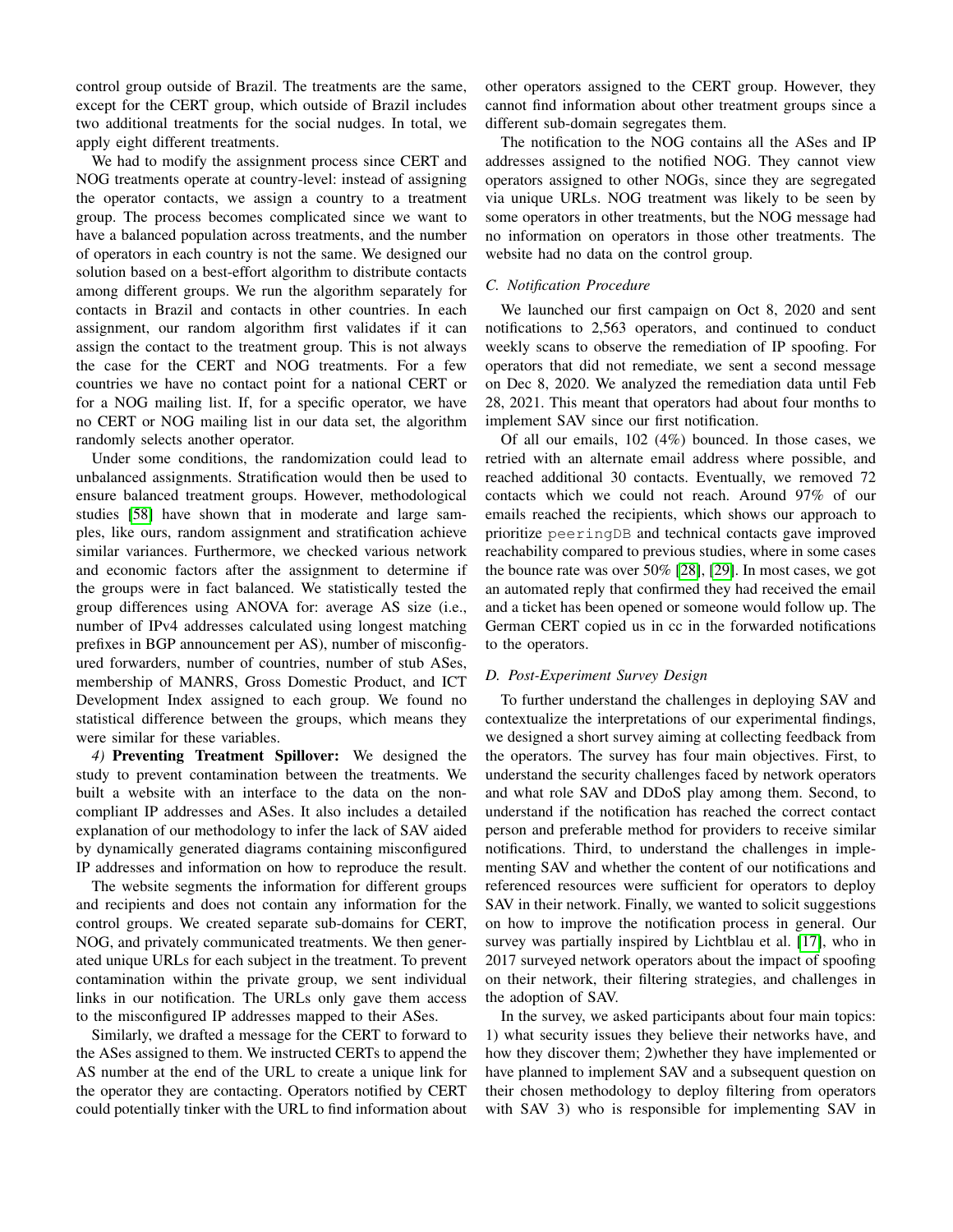control group outside of Brazil. The treatments are the same, except for the CERT group, which outside of Brazil includes two additional treatments for the social nudges. In total, we apply eight different treatments.

We had to modify the assignment process since CERT and NOG treatments operate at country-level: instead of assigning the operator contacts, we assign a country to a treatment group. The process becomes complicated since we want to have a balanced population across treatments, and the number of operators in each country is not the same. We designed our solution based on a best-effort algorithm to distribute contacts among different groups. We run the algorithm separately for contacts in Brazil and contacts in other countries. In each assignment, our random algorithm first validates if it can assign the contact to the treatment group. This is not always the case for the CERT and NOG treatments. For a few countries we have no contact point for a national CERT or for a NOG mailing list. If, for a specific operator, we have no CERT or NOG mailing list in our data set, the algorithm randomly selects another operator.

Under some conditions, the randomization could lead to unbalanced assignments. Stratification would then be used to ensure balanced treatment groups. However, methodological studies [58] have shown that in moderate and large samples, like ours, random assignment and stratification achieve similar variances. Furthermore, we checked various network and economic factors after the assignment to determine if the groups were in fact balanced. We statistically tested the group differences using ANOVA for: average AS size (i.e., number of IPv4 addresses calculated using longest matching prefixes in BGP announcement per AS), number of misconfigured forwarders, number of countries, number of stub ASes, membership of MANRS, Gross Domestic Product, and ICT Development Index assigned to each group. We found no statistical difference between the groups, which means they were similar for these variables.

*4)* **Preventing Treatment Spillover:** We designed the study to prevent contamination between the treatments. We built a website with an interface to the data on the non-compliant IP addresses and ASes. It also includes a detailed explanation of our methodology to infer the lack of SAV aided by dynamically generated diagrams containing misconfigured IP addresses and information on how to reproduce the result.

The website segments the information for different groups and recipients and does not contain any information for the control groups. We created separate sub-domains for CERT, NOG, and privately communicated treatments. We then generated unique URLs for each subject in the treatment. To prevent contamination within the private group, we sent individual links in our notification. The URLs only gave them access to the misconfigured IP addresses mapped to their ASes.

Similarly, we drafted a message for the CERT to forward to the ASes assigned to them. We instructed CERTs to append the AS number at the end of the URL to create a unique link for the operator they are contacting. Operators notified by CERT could potentially tinker with the URL to find information about other operators assigned to the CERT group. However, they cannot find information about other treatment groups since a different sub-domain segregates them.

The notification to the NOG contains all the ASes and IP addresses assigned to the notified NOG. They cannot view operators assigned to other NOGs, since they are segregated via unique URLs. NOG treatment was likely to be seen by some operators in other treatments, but the NOG message had no information on operators in those other treatments. The website had no data on the control group.

### *C. Notification Procedure*

We launched our first campaign on Oct 8, 2020 and sent notifications to 2,563 operators, and continued to conduct weekly scans to observe the remediation of IP spoofing. For operators that did not remediate, we sent a second message on Dec 8, 2020. We analyzed the remediation data until Feb 28, 2021. This meant that operators had about four months to implement SAV since our first notification.

Of all our emails, 102 (4%) bounced. In those cases, we retried with an alternate email address where possible, and reached additional 30 contacts. Eventually, we removed 72 contacts which we could not reach. Around 97% of our emails reached the recipients, which shows our approach to prioritize `peeringDB` and technical contacts gave improved reachability compared to previous studies, where in some cases the bounce rate was over 50% [28], [29]. In most cases, we got an automated reply that confirmed they had received the email and a ticket has been opened or someone would follow up. The German CERT copied us in cc in the forwarded notifications to the operators.

### *D. Post-Experiment Survey Design*

To further understand the challenges in deploying SAV and contextualize the interpretations of our experimental findings, we designed a short survey aiming at collecting feedback from the operators. The survey has four main objectives. First, to understand the security challenges faced by network operators and what role SAV and DDoS play among them. Second, to understand if the notification has reached the correct contact person and preferable method for providers to receive similar notifications. Third, to understand the challenges in implementing SAV and whether the content of our notifications and referenced resources were sufficient for operators to deploy SAV in their network. Finally, we wanted to solicit suggestions on how to improve the notification process in general. Our survey was partially inspired by Lichtblau et al. [17], who in 2017 surveyed network operators about the impact of spoofing on their network, their filtering strategies, and challenges in the adoption of SAV.

In the survey, we asked participants about four main topics: 1) what security issues they believe their networks have, and how they discover them; 2)whether they have implemented or have planned to implement SAV and a subsequent question on their chosen methodology to deploy filtering from operators with SAV 3) who is responsible for implementing SAV in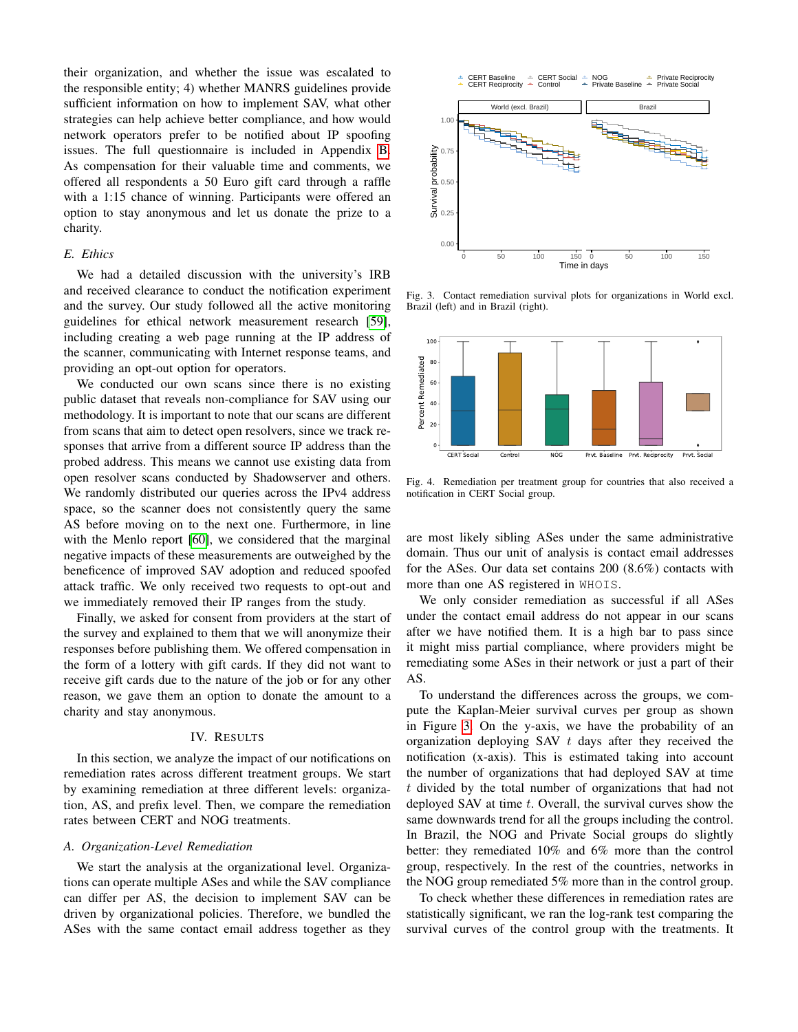their organization, and whether the issue was escalated to the responsible entity; 4) whether MANRS guidelines provide sufficient information on how to implement SAV, what other strategies can help achieve better compliance, and how would network operators prefer to be notified about IP spoofing issues. The full questionnaire is included in Appendix B. As compensation for their valuable time and comments, we offered all respondents a 50 Euro gift card through a raffle with a 1:15 chance of winning. Participants were offered an option to stay anonymous and let us donate the prize to a charity.

### E. Ethics

We had a detailed discussion with the university's IRB and received clearance to conduct the notification experiment and the survey. Our study followed all the active monitoring guidelines for ethical network measurement research [59], including creating a web page running at the IP address of the scanner, communicating with Internet response teams, and providing an opt-out option for operators.

We conducted our own scans since there is no existing public dataset that reveals non-compliance for SAV using our methodology. It is important to note that our scans are different from scans that aim to detect open resolvers, since we track responses that arrive from a different source IP address than the probed address. This means we cannot use existing data from open resolver scans conducted by Shadowserver and others. We randomly distributed our queries across the IPv4 address space, so the scanner does not consistently query the same AS before moving on to the next one. Furthermore, in line with the Menlo report [60], we considered that the marginal negative impacts of these measurements are outweighed by the beneficence of improved SAV adoption and reduced spoofed attack traffic. We only received two requests to opt-out and we immediately removed their IP ranges from the study.

Finally, we asked for consent from providers at the start of the survey and explained to them that we will anonymize their responses before publishing them. We offered compensation in the form of a lottery with gift cards. If they did not want to receive gift cards due to the nature of the job or for any other reason, we gave them an option to donate the amount to a charity and stay anonymous.

## IV. Results

In this section, we analyze the impact of our notifications on remediation rates across different treatment groups. We start by examining remediation at three different levels: organization, AS, and prefix level. Then, we compare the remediation rates between CERT and NOG treatments.

### A. Organization-Level Remediation

We start the analysis at the organizational level. Organizations can operate multiple ASes and while the SAV compliance can differ per AS, the decision to implement SAV can be driven by organizational policies. Therefore, we bundled the ASes with the same contact email address together as they are most likely sibling ASes under the same administrative domain. Thus our unit of analysis is contact email addresses for the ASes. Our data set contains 200 (8.6%) contacts with more than one AS registered in WHOIS.

Fig. 3. Contact remediation survival plots for organizations in World excl. Brazil (left) and in Brazil (right).

Fig. 4. Remediation per treatment group for countries that also received a notification in CERT Social group.

We only consider remediation as successful if all ASes under the contact email address do not appear in our scans after we have notified them. It is a high bar to pass since it might miss partial compliance, where providers might be remediating some ASes in their network or just a part of their AS.

To understand the differences across the groups, we compute the Kaplan-Meier survival curves per group as shown in Figure 3. On the y-axis, we have the probability of an organization deploying SAV $t$ days after they received the notification (x-axis). This is estimated taking into account the number of organizations that had deployed SAV at time $t$ divided by the total number of organizations that had not deployed SAV at time $t$. Overall, the survival curves show the same downwards trend for all the groups including the control. In Brazil, the NOG and Private Social groups do slightly better: they remediated 10% and 6% more than the control group, respectively. In the rest of the countries, networks in the NOG group remediated 5% more than in the control group.

To check whether these differences in remediation rates are statistically significant, we ran the log-rank test comparing the survival curves of the control group with the treatments. It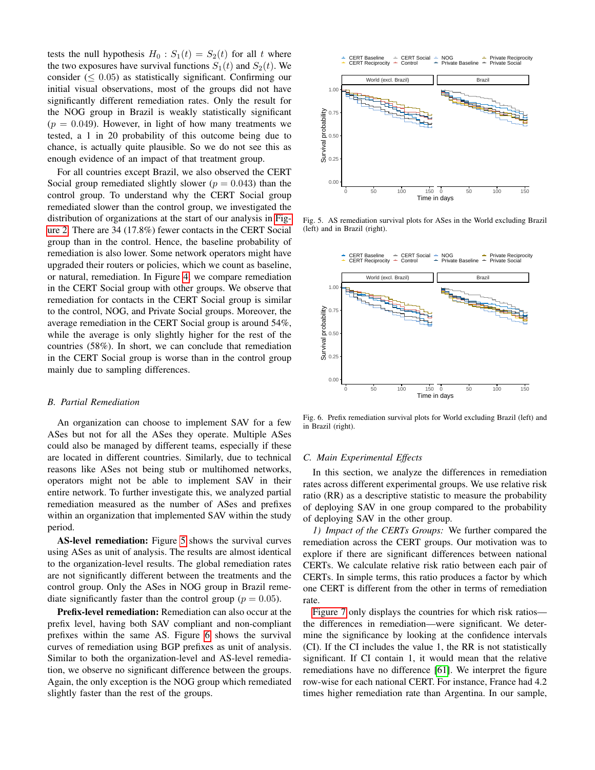tests the null hypothesis $H_0 : S_1(t) = S_2(t)$ for all $t$ where the two exposures have survival functions $S_1(t)$ and $S_2(t)$. We consider ($\leq 0.05$) as statistically significant. Confirming our initial visual observations, most of the groups did not have significantly different remediation rates. Only the result for the NOG group in Brazil is weakly statistically significant ($p = 0.049$). However, in light of how many treatments we tested, a 1 in 20 probability of this outcome being due to chance, is actually quite plausible. So we do not see this as enough evidence of an impact of that treatment group.

For all countries except Brazil, we also observed the CERT Social group remediated slightly slower ($p = 0.043$) than the control group. To understand why the CERT Social group remediated slower than the control group, we investigated the distribution of organizations at the start of our analysis in Figure 2. There are 34 (17.8%) fewer contacts in the CERT Social group than in the control. Hence, the baseline probability of remediation is also lower. Some network operators might have upgraded their routers or policies, which we count as baseline, or natural, remediation. In Figure 4, we compare remediation in the CERT Social group with other groups. We observe that remediation for contacts in the CERT Social group is similar to the control, NOG, and Private Social groups. Moreover, the average remediation in the CERT Social group is around 54%, while the average is only slightly higher for the rest of the countries (58%). In short, we can conclude that remediation in the CERT Social group is worse than in the control group mainly due to sampling differences.

### B. Partial Remediation

An organization can choose to implement SAV for a few ASes but not for all the ASes they operate. Multiple ASes could also be managed by different teams, especially if these are located in different countries. Similarly, due to technical reasons like ASes not being stub or multihomed networks, operators might not be able to implement SAV in their entire network. To further investigate this, we analyzed partial remediation measured as the number of ASes and prefixes within an organization that implemented SAV within the study period.

**AS-level remediation:** Figure 5 shows the survival curves using ASes as unit of analysis. The results are almost identical to the organization-level results. The global remediation rates are not significantly different between the treatments and the control group. Only the ASes in NOG group in Brazil remediate significantly faster than the control group ($p = 0.05$).

**Prefix-level remediation:** Remediation can also occur at the prefix level, having both SAV compliant and non-compliant prefixes within the same AS. Figure 6 shows the survival curves of remediation using BGP prefixes as unit of analysis. Similar to both the organization-level and AS-level remediation, we observe no significant difference between the groups. Again, the only exception is the NOG group which remediated slightly faster than the rest of the groups.

Fig. 5. AS remediation survival plots for ASes in the World excluding Brazil (left) and in Brazil (right).

Fig. 6. Prefix remediation survival plots for World excluding Brazil (left) and in Brazil (right).

### C. Main Experimental Effects

In this section, we analyze the differences in remediation rates across different experimental groups. We use relative risk ratio (RR) as a descriptive statistic to measure the probability of deploying SAV in one group compared to the probability of deploying SAV in the other group.

*1) Impact of the CERTs Groups:* We further compared the remediation across the CERT groups. Our motivation was to explore if there are significant differences between national CERTs. We calculate relative risk ratio between each pair of CERTs. In simple terms, this ratio produces a factor by which one CERT is different from the other in terms of remediation rate.

Figure 7 only displays the countries for which risk ratios—the differences in remediation—were significant. We determine the significance by looking at the confidence intervals (CI). If the CI includes the value 1, the RR is not statistically significant. If CI contain 1, it would mean that the relative remediations have no difference [61]. We interpret the figure row-wise for each national CERT. For instance, France had 4.2 times higher remediation rate than Argentina. In our sample,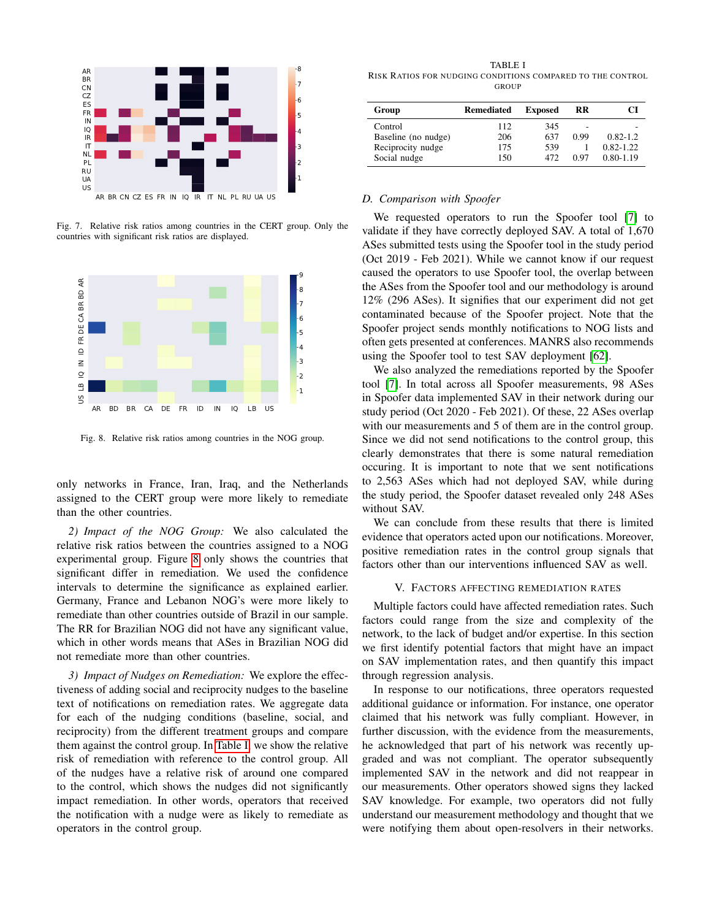Fig. 7. Relative risk ratios among countries in the CERT group. Only the countries with significant risk ratios are displayed.

Fig. 8. Relative risk ratios among countries in the NOG group.

only networks in France, Iran, Iraq, and the Netherlands assigned to the CERT group were more likely to remediate than the other countries.

*2) Impact of the NOG Group:* We also calculated the relative risk ratios between the countries assigned to a NOG experimental group. Figure 8 only shows the countries that significant differ in remediation. We used the confidence intervals to determine the significance as explained earlier. Germany, France and Lebanon NOG's were more likely to remediate than other countries outside of Brazil in our sample. The RR for Brazilian NOG did not have any significant value, which in other words means that ASes in Brazilian NOG did not remediate more than other countries.

*3) Impact of Nudges on Remediation:* We explore the effectiveness of adding social and reciprocity nudges to the baseline text of notifications on remediation rates. We aggregate data for each of the nudging conditions (baseline, social, and reciprocity) from the different treatment groups and compare them against the control group. In Table I we show the relative risk of remediation with reference to the control group. All of the nudges have a relative risk of around one compared to the control, which shows the nudges did not significantly impact remediation. In other words, operators that received the notification with a nudge were as likely to remediate as operators in the control group.

TABLE I
RISK RATIOS FOR NUDGING CONDITIONS COMPARED TO THE CONTROL GROUP

| Group | Remediated | Exposed | RR | CI |
|---|---|---|---|---|
| Control | 112 | 345 | - | - |
| Baseline (no nudge) | 206 | 637 | 0.99 | 0.82-1.2 |
| Reciprocity nudge | 175 | 539 | 1 | 0.82-1.22 |
| Social nudge | 150 | 472 | 0.97 | 0.80-1.19 |

### D. Comparison with Spoofer

We requested operators to run the Spoofer tool [7] to validate if they have correctly deployed SAV. A total of 1,670 ASes submitted tests using the Spoofer tool in the study period (Oct 2019 - Feb 2021). While we cannot know if our request caused the operators to use Spoofer tool, the overlap between the ASes from the Spoofer tool and our methodology is around 12% (296 ASes). It signifies that our experiment did not get contaminated because of the Spoofer project. Note that the Spoofer project sends monthly notifications to NOG lists and often gets presented at conferences. MANRS also recommends using the Spoofer tool to test SAV deployment [62].

We also analyzed the remediations reported by the Spoofer tool [7]. In total across all Spoofer measurements, 98 ASes in Spoofer data implemented SAV in their network during our study period (Oct 2020 - Feb 2021). Of these, 22 ASes overlap with our measurements and 5 of them are in the control group. Since we did not send notifications to the control group, this clearly demonstrates that there is some natural remediation occuring. It is important to note that we sent notifications to 2,563 ASes which had not deployed SAV, while during the study period, the Spoofer dataset revealed only 248 ASes without SAV.

We can conclude from these results that there is limited evidence that operators acted upon our notifications. Moreover, positive remediation rates in the control group signals that factors other than our interventions influenced SAV as well.

## V. Factors Affecting Remediation Rates

Multiple factors could have affected remediation rates. Such factors could range from the size and complexity of the network, to the lack of budget and/or expertise. In this section we first identify potential factors that might have an impact on SAV implementation rates, and then quantify this impact through regression analysis.

In response to our notifications, three operators requested additional guidance or information. For instance, one operator claimed that his network was fully compliant. However, in further discussion, with the evidence from the measurements, he acknowledged that part of his network was recently upgraded and was not compliant. The operator subsequently implemented SAV in the network and did not reappear in our measurements. Other operators showed signs they lacked SAV knowledge. For example, two operators did not fully understand our measurement methodology and thought that we were notifying them about open-resolvers in their networks.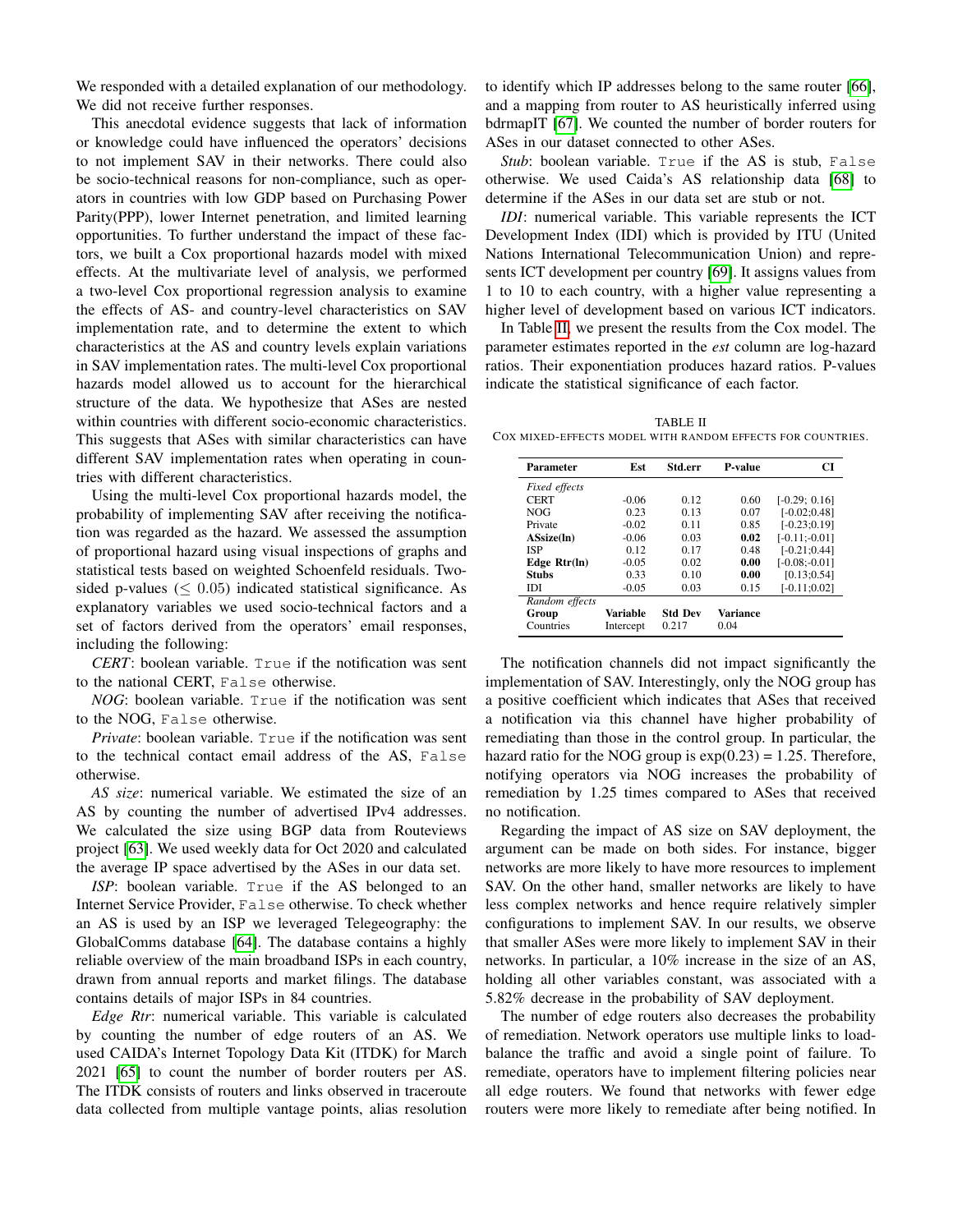We responded with a detailed explanation of our methodology. We did not receive further responses.

This anecdotal evidence suggests that lack of information or knowledge could have influenced the operators' decisions to not implement SAV in their networks. There could also be socio-technical reasons for non-compliance, such as operators in countries with low GDP based on Purchasing Power Parity(PPP), lower Internet penetration, and limited learning opportunities. To further understand the impact of these factors, we built a Cox proportional hazards model with mixed effects. At the multivariate level of analysis, we performed a two-level Cox proportional regression analysis to examine the effects of AS- and country-level characteristics on SAV implementation rate, and to determine the extent to which characteristics at the AS and country levels explain variations in SAV implementation rates. The multi-level Cox proportional hazards model allowed us to account for the hierarchical structure of the data. We hypothesize that ASes are nested within countries with different socio-economic characteristics. This suggests that ASes with similar characteristics can have different SAV implementation rates when operating in countries with different characteristics.

Using the multi-level Cox proportional hazards model, the probability of implementing SAV after receiving the notification was regarded as the hazard. We assessed the assumption of proportional hazard using visual inspections of graphs and statistical tests based on weighted Schoenfeld residuals. Two-sided p-values ($\leq 0.05$) indicated statistical significance. As explanatory variables we used socio-technical factors and a set of factors derived from the operators' email responses, including the following:

*CERT*: boolean variable. `True` if the notification was sent to the national CERT, `False` otherwise.

*NOG*: boolean variable. `True` if the notification was sent to the NOG, `False` otherwise.

*Private*: boolean variable. `True` if the notification was sent to the technical contact email address of the AS, `False` otherwise.

*AS size*: numerical variable. We estimated the size of an AS by counting the number of advertised IPv4 addresses. We calculated the size using BGP data from Routeviews project [63]. We used weekly data for Oct 2020 and calculated the average IP space advertised by the ASes in our data set.

*ISP*: boolean variable. `True` if the AS belonged to an Internet Service Provider, `False` otherwise. To check whether an AS is used by an ISP we leveraged Telegeography: the GlobalComms database [64]. The database contains a highly reliable overview of the main broadband ISPs in each country, drawn from annual reports and market filings. The database contains details of major ISPs in 84 countries.

*Edge Rtr*: numerical variable. This variable is calculated by counting the number of edge routers of an AS. We used CAIDA's Internet Topology Data Kit (ITDK) for March 2021 [65] to count the number of border routers per AS. The ITDK consists of routers and links observed in traceroute data collected from multiple vantage points, alias resolution to identify which IP addresses belong to the same router [66], and a mapping from router to AS heuristically inferred using bdrmapIT [67]. We counted the number of border routers for ASes in our dataset connected to other ASes.

*Stub*: boolean variable. `True` if the AS is stub, `False` otherwise. We used Caida's AS relationship data [68] to determine if the ASes in our data set are stub or not.

*IDI*: numerical variable. This variable represents the ICT Development Index (IDI) which is provided by ITU (United Nations International Telecommunication Union) and represents ICT development per country [69]. It assigns values from 1 to 10 to each country, with a higher value representing a higher level of development based on various ICT indicators.

In Table II, we present the results from the Cox model. The parameter estimates reported in the *est* column are log-hazard ratios. Their exponentiation produces hazard ratios. P-values indicate the statistical significance of each factor.

TABLE II
COX MIXED-EFFECTS MODEL WITH RANDOM EFFECTS FOR COUNTRIES.

| Parameter | Est | Std.err | P-value | CI |
|---|---|---|---|---|
| *Fixed effects* | | | | |
| CERT | -0.06 | 0.12 | 0.60 | [-0.29; 0.16] |
| NOG | 0.23 | 0.13 | 0.07 | [-0.02;0.48] |
| Private | -0.02 | 0.11 | 0.85 | [-0.23;0.19] |
| **ASsize(ln)** | -0.06 | 0.03 | **0.02** | [-0.11;-0.01] |
| ISP | 0.12 | 0.17 | 0.48 | [-0.21;0.44] |
| **Edge Rtr(ln)** | -0.05 | 0.02 | **0.00** | [-0.08;-0.01] |
| **Stubs** | 0.33 | 0.10 | **0.00** | [0.13;0.54] |
| IDI | -0.05 | 0.03 | 0.15 | [-0.11;0.02] |
| *Random effects* | | | | |
| **Group** | **Variable** | **Std Dev** | **Variance** | |
| Countries | Intercept | 0.217 | 0.04 | |

The notification channels did not impact significantly the implementation of SAV. Interestingly, only the NOG group has a positive coefficient which indicates that ASes that received a notification via this channel have higher probability of remediating than those in the control group. In particular, the hazard ratio for the NOG group is $\exp(0.23) = 1.25$. Therefore, notifying operators via NOG increases the probability of remediation by 1.25 times compared to ASes that received no notification.

Regarding the impact of AS size on SAV deployment, the argument can be made on both sides. For instance, bigger networks are more likely to have more resources to implement SAV. On the other hand, smaller networks are likely to have less complex networks and hence require relatively simpler configurations to implement SAV. In our results, we observe that smaller ASes were more likely to implement SAV in their networks. In particular, a 10% increase in the size of an AS, holding all other variables constant, was associated with a 5.82% decrease in the probability of SAV deployment.

The number of edge routers also decreases the probability of remediation. Network operators use multiple links to load-balance the traffic and avoid a single point of failure. To remediate, operators have to implement filtering policies near all edge routers. We found that networks with fewer edge routers were more likely to remediate after being notified. In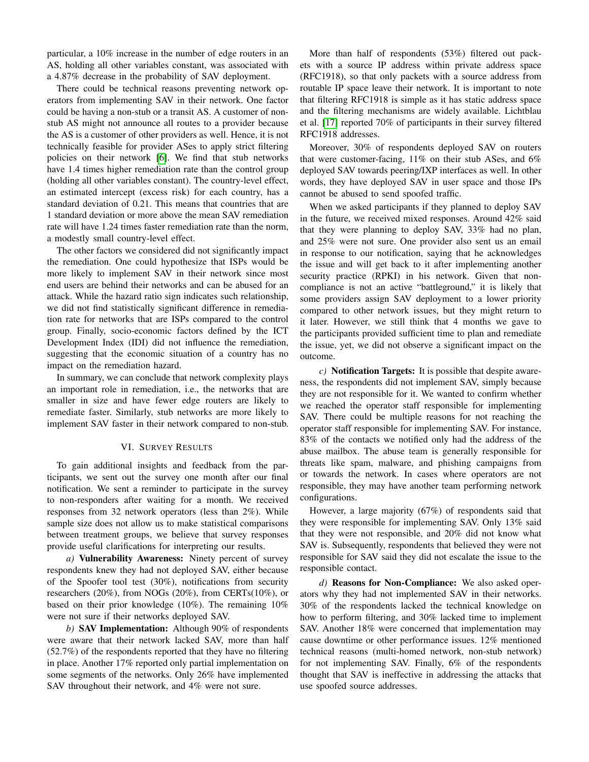particular, a 10% increase in the number of edge routers in an AS, holding all other variables constant, was associated with a 4.87% decrease in the probability of SAV deployment.

There could be technical reasons preventing network operators from implementing SAV in their network. One factor could be having a non-stub or a transit AS. A customer of non-stub AS might not announce all routes to a provider because the AS is a customer of other providers as well. Hence, it is not technically feasible for provider ASes to apply strict filtering policies on their network [6]. We find that stub networks have 1.4 times higher remediation rate than the control group (holding all other variables constant). The country-level effect, an estimated intercept (excess risk) for each country, has a standard deviation of 0.21. This means that countries that are 1 standard deviation or more above the mean SAV remediation rate will have 1.24 times faster remediation rate than the norm, a modestly small country-level effect.

The other factors we considered did not significantly impact the remediation. One could hypothesize that ISPs would be more likely to implement SAV in their network since most end users are behind their networks and can be abused for an attack. While the hazard ratio sign indicates such relationship, we did not find statistically significant difference in remediation rate for networks that are ISPs compared to the control group. Finally, socio-economic factors defined by the ICT Development Index (IDI) did not influence the remediation, suggesting that the economic situation of a country has no impact on the remediation hazard.

In summary, we can conclude that network complexity plays an important role in remediation, i.e., the networks that are smaller in size and have fewer edge routers are likely to remediate faster. Similarly, stub networks are more likely to implement SAV faster in their network compared to non-stub.

## VI. Survey Results

To gain additional insights and feedback from the participants, we sent out the survey one month after our final notification. We sent a reminder to participate in the survey to non-responders after waiting for a month. We received responses from 32 network operators (less than 2%). While sample size does not allow us to make statistical comparisons between treatment groups, we believe that survey responses provide useful clarifications for interpreting our results.

*a)* **Vulnerability Awareness:** Ninety percent of survey respondents knew they had not deployed SAV, either because of the Spoofer tool test (30%), notifications from security researchers (20%), from NOGs (20%), from CERTs(10%), or based on their prior knowledge (10%). The remaining 10% were not sure if their networks deployed SAV.

*b)* **SAV Implementation:** Although 90% of respondents were aware that their network lacked SAV, more than half (52.7%) of the respondents reported that they have no filtering in place. Another 17% reported only partial implementation on some segments of the networks. Only 26% have implemented SAV throughout their network, and 4% were not sure.

More than half of respondents (53%) filtered out packets with a source IP address within private address space (RFC1918), so that only packets with a source address from routable IP space leave their network. It is important to note that filtering RFC1918 is simple as it has static address space and the filtering mechanisms are widely available. Lichtblau et al. [17] reported 70% of participants in their survey filtered RFC1918 addresses.

Moreover, 30% of respondents deployed SAV on routers that were customer-facing, 11% on their stub ASes, and 6% deployed SAV towards peering/IXP interfaces as well. In other words, they have deployed SAV in user space and those IPs cannot be abused to send spoofed traffic.

When we asked participants if they planned to deploy SAV in the future, we received mixed responses. Around 42% said that they were planning to deploy SAV, 33% had no plan, and 25% were not sure. One provider also sent us an email in response to our notification, saying that he acknowledges the issue and will get back to it after implementing another security practice (RPKI) in his network. Given that non-compliance is not an active "battleground," it is likely that some providers assign SAV deployment to a lower priority compared to other network issues, but they might return to it later. However, we still think that 4 months we gave to the participants provided sufficient time to plan and remediate the issue, yet, we did not observe a significant impact on the outcome.

*c)* **Notification Targets:** It is possible that despite awareness, the respondents did not implement SAV, simply because they are not responsible for it. We wanted to confirm whether we reached the operator staff responsible for implementing SAV. There could be multiple reasons for not reaching the operator staff responsible for implementing SAV. For instance, 83% of the contacts we notified only had the address of the abuse mailbox. The abuse team is generally responsible for threats like spam, malware, and phishing campaigns from or towards the network. In cases where operators are not responsible, they may have another team performing network configurations.

However, a large majority (67%) of respondents said that they were responsible for implementing SAV. Only 13% said that they were not responsible, and 20% did not know what SAV is. Subsequently, respondents that believed they were not responsible for SAV said they did not escalate the issue to the responsible contact.

*d)* **Reasons for Non-Compliance:** We also asked operators why they had not implemented SAV in their networks. 30% of the respondents lacked the technical knowledge on how to perform filtering, and 30% lacked time to implement SAV. Another 18% were concerned that implementation may cause downtime or other performance issues. 12% mentioned technical reasons (multi-homed network, non-stub network) for not implementing SAV. Finally, 6% of the respondents thought that SAV is ineffective in addressing the attacks that use spoofed source addresses.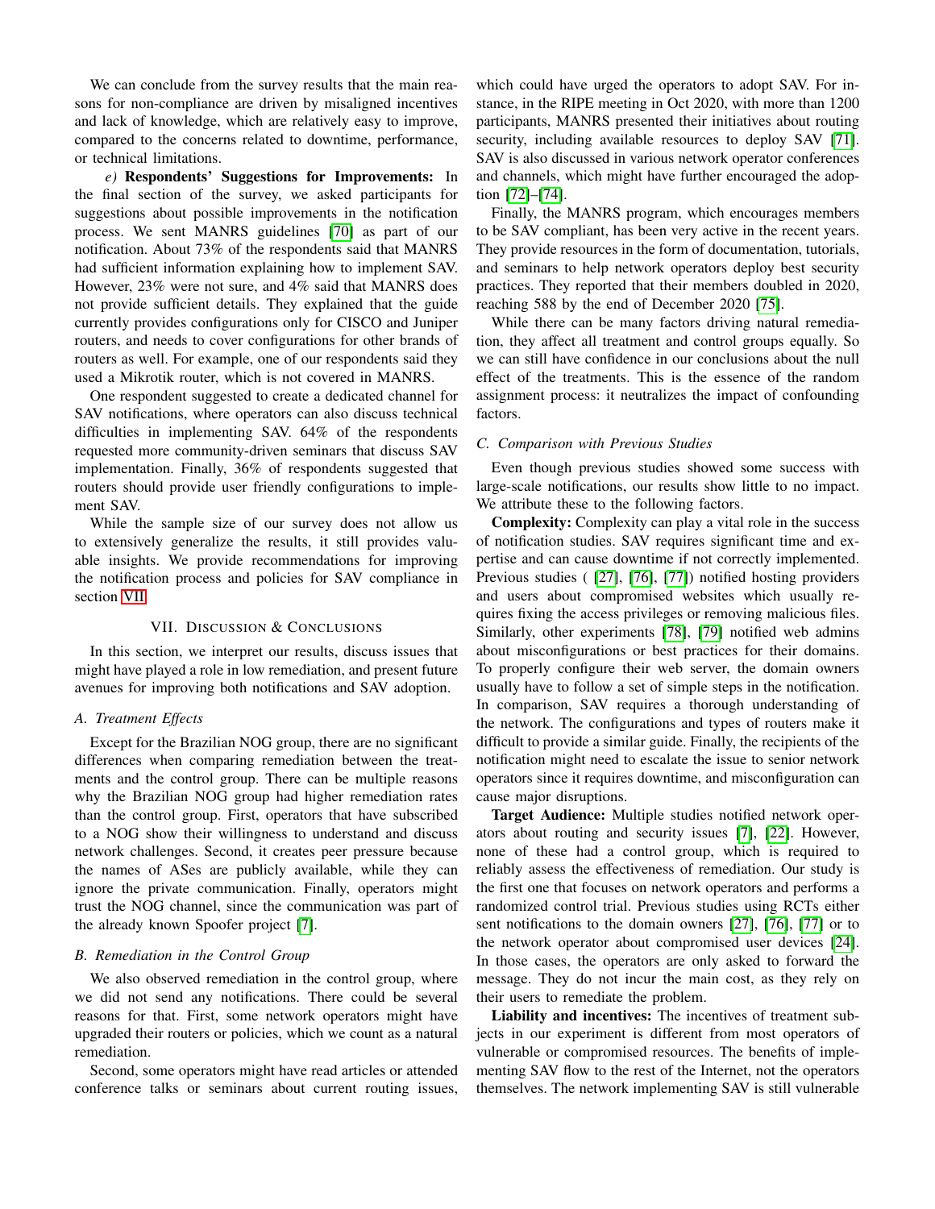We can conclude from the survey results that the main reasons for non-compliance are driven by misaligned incentives and lack of knowledge, which are relatively easy to improve, compared to the concerns related to downtime, performance, or technical limitations.

*e)* **Respondents' Suggestions for Improvements:** In the final section of the survey, we asked participants for suggestions about possible improvements in the notification process. We sent MANRS guidelines [70] as part of our notification. About 73% of the respondents said that MANRS had sufficient information explaining how to implement SAV. However, 23% were not sure, and 4% said that MANRS does not provide sufficient details. They explained that the guide currently provides configurations only for CISCO and Juniper routers, and needs to cover configurations for other brands of routers as well. For example, one of our respondents said they used a Mikrotik router, which is not covered in MANRS.

One respondent suggested to create a dedicated channel for SAV notifications, where operators can also discuss technical difficulties in implementing SAV. 64% of the respondents requested more community-driven seminars that discuss SAV implementation. Finally, 36% of respondents suggested that routers should provide user friendly configurations to implement SAV.

While the sample size of our survey does not allow us to extensively generalize the results, it still provides valuable insights. We provide recommendations for improving the notification process and policies for SAV compliance in section VII.

## VII. Discussion & Conclusions

In this section, we interpret our results, discuss issues that might have played a role in low remediation, and present future avenues for improving both notifications and SAV adoption.

### A. Treatment Effects

Except for the Brazilian NOG group, there are no significant differences when comparing remediation between the treatments and the control group. There can be multiple reasons why the Brazilian NOG group had higher remediation rates than the control group. First, operators that have subscribed to a NOG show their willingness to understand and discuss network challenges. Second, it creates peer pressure because the names of ASes are publicly available, while they can ignore the private communication. Finally, operators might trust the NOG channel, since the communication was part of the already known Spoofer project [7].

### B. Remediation in the Control Group

We also observed remediation in the control group, where we did not send any notifications. There could be several reasons for that. First, some network operators might have upgraded their routers or policies, which we count as a natural remediation.

Second, some operators might have read articles or attended conference talks or seminars about current routing issues, which could have urged the operators to adopt SAV. For instance, in the RIPE meeting in Oct 2020, with more than 1200 participants, MANRS presented their initiatives about routing security, including available resources to deploy SAV [71]. SAV is also discussed in various network operator conferences and channels, which might have further encouraged the adoption [72]–[74].

Finally, the MANRS program, which encourages members to be SAV compliant, has been very active in the recent years. They provide resources in the form of documentation, tutorials, and seminars to help network operators deploy best security practices. They reported that their members doubled in 2020, reaching 588 by the end of December 2020 [75].

While there can be many factors driving natural remediation, they affect all treatment and control groups equally. So we can still have confidence in our conclusions about the null effect of the treatments. This is the essence of the random assignment process: it neutralizes the impact of confounding factors.

### C. Comparison with Previous Studies

Even though previous studies showed some success with large-scale notifications, our results show little to no impact. We attribute these to the following factors.

**Complexity:** Complexity can play a vital role in the success of notification studies. SAV requires significant time and expertise and can cause downtime if not correctly implemented. Previous studies ( [27], [76], [77]) notified hosting providers and users about compromised websites which usually requires fixing the access privileges or removing malicious files. Similarly, other experiments [78], [79] notified web admins about misconfigurations or best practices for their domains. To properly configure their web server, the domain owners usually have to follow a set of simple steps in the notification. In comparison, SAV requires a thorough understanding of the network. The configurations and types of routers make it difficult to provide a similar guide. Finally, the recipients of the notification might need to escalate the issue to senior network operators since it requires downtime, and misconfiguration can cause major disruptions.

**Target Audience:** Multiple studies notified network operators about routing and security issues [7], [22]. However, none of these had a control group, which is required to reliably assess the effectiveness of remediation. Our study is the first one that focuses on network operators and performs a randomized control trial. Previous studies using RCTs either sent notifications to the domain owners [27], [76], [77] or to the network operator about compromised user devices [24]. In those cases, the operators are only asked to forward the message. They do not incur the main cost, as they rely on their users to remediate the problem.

**Liability and incentives:** The incentives of treatment subjects in our experiment is different from most operators of vulnerable or compromised resources. The benefits of implementing SAV flow to the rest of the Internet, not the operators themselves. The network implementing SAV is still vulnerable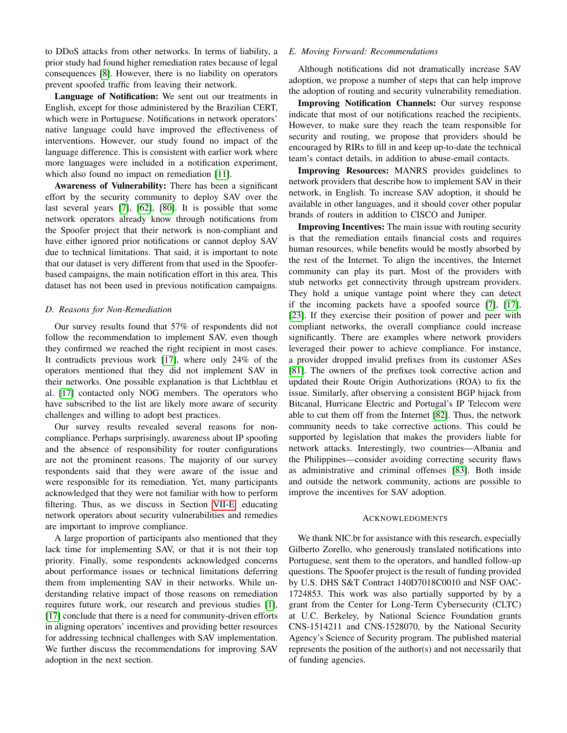to DDoS attacks from other networks. In terms of liability, a prior study had found higher remediation rates because of legal consequences [8]. However, there is no liability on operators prevent spoofed traffic from leaving their network.

**Language of Notification:** We sent out our treatments in English, except for those administered by the Brazilian CERT, which were in Portuguese. Notifications in network operators' native language could have improved the effectiveness of interventions. However, our study found no impact of the language difference. This is consistent with earlier work where more languages were included in a notification experiment, which also found no impact on remediation [11].

**Awareness of Vulnerability:** There has been a significant effort by the security community to deploy SAV over the last several years [7], [62], [80]. It is possible that some network operators already know through notifications from the Spoofer project that their network is non-compliant and have either ignored prior notifications or cannot deploy SAV due to technical limitations. That said, it is important to note that our dataset is very different from that used in the Spoofer-based campaigns, the main notification effort in this area. This dataset has not been used in previous notification campaigns.

### D. Reasons for Non-Remediation

Our survey results found that 57% of respondents did not follow the recommendation to implement SAV, even though they confirmed we reached the right recipient in most cases. It contradicts previous work [17], where only 24% of the operators mentioned that they did not implement SAV in their networks. One possible explanation is that Lichtblau et al. [17] contacted only NOG members. The operators who have subscribed to the list are likely more aware of security challenges and willing to adopt best practices.

Our survey results revealed several reasons for non-compliance. Perhaps surprisingly, awareness about IP spoofing and the absence of responsibility for router configurations are not the prominent reasons. The majority of our survey respondents said that they were aware of the issue and were responsible for its remediation. Yet, many participants acknowledged that they were not familiar with how to perform filtering. Thus, as we discuss in Section VII-E, educating network operators about security vulnerabilities and remedies are important to improve compliance.

A large proportion of participants also mentioned that they lack time for implementing SAV, or that it is not their top priority. Finally, some respondents acknowledged concerns about performance issues or technical limitations deferring them from implementing SAV in their networks. While understanding relative impact of those reasons on remediation requires future work, our research and previous studies [1], [17] conclude that there is a need for community-driven efforts in aligning operators' incentives and providing better resources for addressing technical challenges with SAV implementation. We further discuss the recommendations for improving SAV adoption in the next section.

### E. Moving Forward: Recommendations

Although notifications did not dramatically increase SAV adoption, we propose a number of steps that can help improve the adoption of routing and security vulnerability remediation.

**Improving Notification Channels:** Our survey response indicate that most of our notifications reached the recipients. However, to make sure they reach the team responsible for security and routing, we propose that providers should be encouraged by RIRs to fill in and keep up-to-date the technical team's contact details, in addition to abuse-email contacts.

**Improving Resources:** MANRS provides guidelines to network providers that describe how to implement SAV in their network, in English. To increase SAV adoption, it should be available in other languages, and it should cover other popular brands of routers in addition to CISCO and Juniper.

**Improving Incentives:** The main issue with routing security is that the remediation entails financial costs and requires human resources, while benefits would be mostly absorbed by the rest of the Internet. To align the incentives, the Internet community can play its part. Most of the providers with stub networks get connectivity through upstream providers. They hold a unique vantage point where they can detect if the incoming packets have a spoofed source [7], [17], [23]. If they exercise their position of power and peer with compliant networks, the overall compliance could increase significantly. There are examples where network providers leveraged their power to achieve compliance. For instance, a provider dropped invalid prefixes from its customer ASes [81]. The owners of the prefixes took corrective action and updated their Route Origin Authorizations (ROA) to fix the issue. Similarly, after observing a consistent BGP hijack from Bitcanal, Hurricane Electric and Portugal's IP Telecom were able to cut them off from the Internet [82]. Thus, the network community needs to take corrective actions. This could be supported by legislation that makes the providers liable for network attacks. Interestingly, two countries—Albania and the Philippines—consider avoiding correcting security flaws as administrative and criminal offenses [83]. Both inside and outside the network community, actions are possible to improve the incentives for SAV adoption.

## Acknowledgments

We thank NIC.br for assistance with this research, especially Gilberto Zorello, who generously translated notifications into Portuguese, sent them to the operators, and handled follow-up questions. The Spoofer project is the result of funding provided by U.S. DHS S&T Contract 140D7018C0010 and NSF OAC-1724853. This work was also partially supported by by a grant from the Center for Long-Term Cybersecurity (CLTC) at U.C. Berkeley, by National Science Foundation grants CNS-1514211 and CNS-1528070, by the National Security Agency's Science of Security program. The published material represents the position of the author(s) and not necessarily that of funding agencies.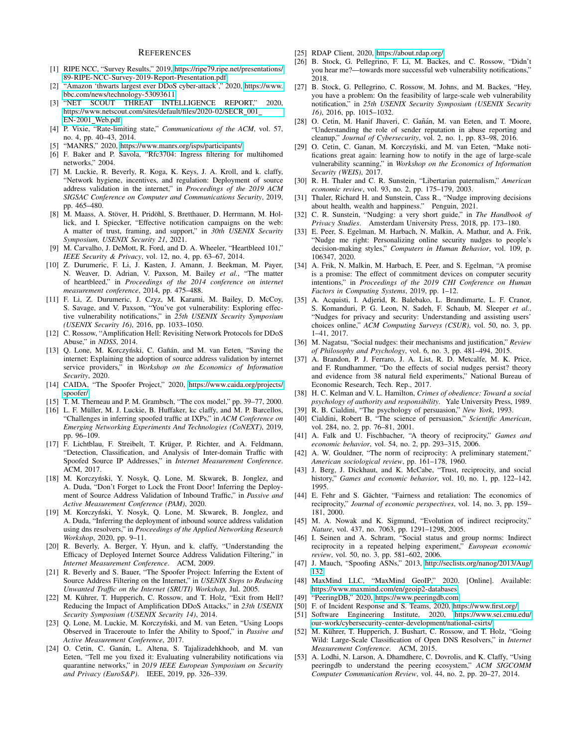# References

[1] RIPE NCC, "Survey Results," 2019, https://ripe79.ripe.net/presentations/89-RIPE-NCC-Survey-2019-Report-Presentation.pdf

[2] "Amazon 'thwarts largest ever DDoS cyber-attack'," 2020, https://www.bbc.com/news/technology-53093611

[3] "NET SCOUT THREAT INTELLIGENCE REPORT," 2020, https://www.netscout.com/sites/default/files/2020-02/SECR_001_EN-2001_Web.pdf

[4] P. Vixie, "Rate-limiting state," *Communications of the ACM*, vol. 57, no. 4, pp. 40–43, 2014.

[5] "MANRS," 2020, https://www.manrs.org/isps/participants/

[6] F. Baker and P. Savola, "Rfc3704: Ingress filtering for multihomed networks," 2004.

[7] M. Luckie, R. Beverly, R. Koga, K. Keys, J. A. Kroll, and k. claffy, "Network hygiene, incentives, and regulation: Deployment of source address validation in the internet," in *Proceedings of the 2019 ACM SIGSAC Conference on Computer and Communications Security*, 2019, pp. 465–480.

[8] M. Maass, A. Stöver, H. Pridöhl, S. Bretthauer, D. Herrmann, M. Hollick, and I. Spiecker, "Effective notification campaigns on the web: A matter of trust, framing, and support," in *30th USENIX Security Symposium, USENIX Security 21*, 2021.

[9] M. Carvalho, J. DeMott, R. Ford, and D. A. Wheeler, "Heartbleed 101," *IEEE Security & Privacy*, vol. 12, no. 4, pp. 63–67, 2014.

[10] Z. Durumeric, F. Li, J. Kasten, J. Amann, J. Beekman, M. Payer, N. Weaver, D. Adrian, V. Paxson, M. Bailey *et al.*, "The matter of heartbleed," in *Proceedings of the 2014 conference on internet measurement conference*, 2014, pp. 475–488.

[11] F. Li, Z. Durumeric, J. Czyz, M. Karami, M. Bailey, D. McCoy, S. Savage, and V. Paxson, "You've got vulnerability: Exploring effective vulnerability notifications," in *25th USENIX Security Symposium (USENIX Security 16)*, 2016, pp. 1033–1050.

[12] C. Rossow, "Amplification Hell: Revisiting Network Protocols for DDoS Abuse," in *NDSS*, 2014.

[13] Q. Lone, M. Korczyński, C. Gañán, and M. van Eeten, "Saving the internet: Explaining the adoption of source address validation by internet service providers," in *Workshop on the Economics of Information Security*, 2020.

[14] CAIDA, "The Spoofer Project," 2020, https://www.caida.org/projects/spoofer/

[15] T. M. Therneau and P. M. Grambsch, "The cox model," pp. 39–77, 2000.

[16] L. F. Müller, M. J. Luckie, B. Huffaker, kc claffy, and M. P. Barcellos, "Challenges in inferring spoofed traffic at IXPs," in *ACM Conference on Emerging Networking Experiments And Technologies (CoNEXT)*, 2019, pp. 96–109.

[17] F. Lichtblau, F. Streibelt, T. Krüger, P. Richter, and A. Feldmann, "Detection, Classification, and Analysis of Inter-domain Traffic with Spoofed Source IP Addresses," in *Internet Measurement Conference*. ACM, 2017.

[18] M. Korczyński, Y. Nosyk, Q. Lone, M. Skwarek, B. Jonglez, and A. Duda, "Don't Forget to Lock the Front Door! Inferring the Deployment of Source Address Validation of Inbound Traffic," in *Passive and Active Measurement Conference (PAM)*, 2020.

[19] M. Korczyński, Y. Nosyk, Q. Lone, M. Skwarek, B. Jonglez, and A. Duda, "Inferring the deployment of inbound source address validation using dns resolvers," in *Proceedings of the Applied Networking Research Workshop*, 2020, pp. 9–11.

[20] R. Beverly, A. Berger, Y. Hyun, and k. claffy, "Understanding the Efficacy of Deployed Internet Source Address Validation Filtering," in *Internet Measurement Conference*. ACM, 2009.

[21] R. Beverly and S. Bauer, "The Spoofer Project: Inferring the Extent of Source Address Filtering on the Internet," in *USENIX Steps to Reducing Unwanted Traffic on the Internet (SRUTI) Workshop*, Jul. 2005.

[22] M. Kührer, T. Hupperich, C. Rossow, and T. Holz, "Exit from Hell? Reducing the Impact of Amplification DDoS Attacks," in *23th USENIX Security Symposium (USENIX Security 14)*, 2014.

[23] Q. Lone, M. Luckie, M. Korczyński, and M. van Eeten, "Using Loops Observed in Traceroute to Infer the Ability to Spoof," in *Passive and Active Measurement Conference*, 2017.

[24] O. Cetin, C. Ganán, L. Altena, S. Tajalizadehkhoob, and M. van Eeten, "Tell me you fixed it: Evaluating vulnerability notifications via quarantine networks," in *2019 IEEE European Symposium on Security and Privacy (EuroS&P)*. IEEE, 2019, pp. 326–339.

[25] RDAP Client, 2020, https://about.rdap.org/

[26] B. Stock, G. Pellegrino, F. Li, M. Backes, and C. Rossow, "Didn't you hear me?—towards more successful web vulnerability notifications," 2018.

[27] B. Stock, G. Pellegrino, C. Rossow, M. Johns, and M. Backes, "Hey, you have a problem: On the feasibility of large-scale web vulnerability notification," in *25th USENIX Security Symposium (USENIX Security 16)*, 2016, pp. 1015–1032.

[28] O. Cetin, M. Hanif Jhaveri, C. Gañán, M. van Eeten, and T. Moore, "Understanding the role of sender reputation in abuse reporting and cleanup," *Journal of Cybersecurity*, vol. 2, no. 1, pp. 83–98, 2016.

[29] O. Cetin, C. Ganan, M. Korczyński, and M. van Eeten, "Make notifications great again: learning how to notify in the age of large-scale vulnerability scanning," in *Workshop on the Economics of Information Security (WEIS)*, 2017.

[30] R. H. Thaler and C. R. Sunstein, "Libertarian paternalism," *American economic review*, vol. 93, no. 2, pp. 175–179, 2003.

[31] Thaler, Richard H. and Sunstein, Cass R., "Nudge improving decisions about health, wealth and happiness." Penguin, 2021.

[32] C. R. Sunstein, "Nudging: a very short guide," in *The Handbook of Privacy Studies*. Amsterdam University Press, 2018, pp. 173–180.

[33] E. Peer, S. Egelman, M. Harbach, N. Malkin, A. Mathur, and A. Frik, "Nudge me right: Personalizing online security nudges to people's decision-making styles," *Computers in Human Behavior*, vol. 109, p. 106347, 2020.

[34] A. Frik, N. Malkin, M. Harbach, E. Peer, and S. Egelman, "A promise is a promise: The effect of commitment devices on computer security intentions," in *Proceedings of the 2019 CHI Conference on Human Factors in Computing Systems*, 2019, pp. 1–12.

[35] A. Acquisti, I. Adjerid, R. Balebako, L. Brandimarte, L. F. Cranor, S. Komanduri, P. G. Leon, N. Sadeh, F. Schaub, M. Sleeper *et al.*, "Nudges for privacy and security: Understanding and assisting users' choices online," *ACM Computing Surveys (CSUR)*, vol. 50, no. 3, pp. 1–41, 2017.

[36] M. Nagatsu, "Social nudges: their mechanisms and justification," *Review of Philosophy and Psychology*, vol. 6, no. 3, pp. 481–494, 2015.

[37] A. Brandon, P. J. Ferraro, J. A. List, R. D. Metcalfe, M. K. Price, and F. Rundhammer, "Do the effects of social nudges persist? theory and evidence from 38 natural field experiments," National Bureau of Economic Research, Tech. Rep., 2017.

[38] H. C. Kelman and V. L. Hamilton, *Crimes of obedience: Toward a social psychology of authority and responsibility*. Yale University Press, 1989.

[39] R. B. Cialdini, "The psychology of persuasion," *New York*, 1993.

[40] Cialdini, Robert B, "The science of persuasion," *Scientific American*, vol. 284, no. 2, pp. 76–81, 2001.

[41] A. Falk and U. Fischbacher, "A theory of reciprocity," *Games and economic behavior*, vol. 54, no. 2, pp. 293–315, 2006.

[42] A. W. Gouldner, "The norm of reciprocity: A preliminary statement," *American sociological review*, pp. 161–178, 1960.

[43] J. Berg, J. Dickhaut, and K. McCabe, "Trust, reciprocity, and social history," *Games and economic behavior*, vol. 10, no. 1, pp. 122–142, 1995.

[44] E. Fehr and S. Gächter, "Fairness and retaliation: The economics of reciprocity," *Journal of economic perspectives*, vol. 14, no. 3, pp. 159–181, 2000.

[45] M. A. Nowak and K. Sigmund, "Evolution of indirect reciprocity," *Nature*, vol. 437, no. 7063, pp. 1291–1298, 2005.

[46] I. Seinen and A. Schram, "Social status and group norms: Indirect reciprocity in a repeated helping experiment," *European economic review*, vol. 50, no. 3, pp. 581–602, 2006.

[47] J. Mauch, "Spoofing ASNs," 2013, http://seclists.org/nanog/2013/Aug/132

[48] MaxMind LLC, "MaxMind GeoIP," 2020. [Online]. Available: https://www.maxmind.com/en/geoip2-databases

[49] "PeeringDB," 2020, https://www.peeringdb.com

[50] F. of Incident Response and S. Teams, 2020, https://www.first.org/

[51] Software Engineering Institute, 2020, https://www.sei.cmu.edu/our-work/cybersecurity-center-development/national-csirts/

[52] M. Kührer, T. Hupperich, J. Bushart, C. Rossow, and T. Holz, "Going Wild: Large-Scale Classification of Open DNS Resolvers," in *Internet Measurement Conference*. ACM, 2015.

[53] A. Lodhi, N. Larson, A. Dhamdhere, C. Dovrolis, and K. Claffy, "Using peeringdb to understand the peering ecosystem," *ACM SIGCOMM Computer Communication Review*, vol. 44, no. 2, pp. 20–27, 2014.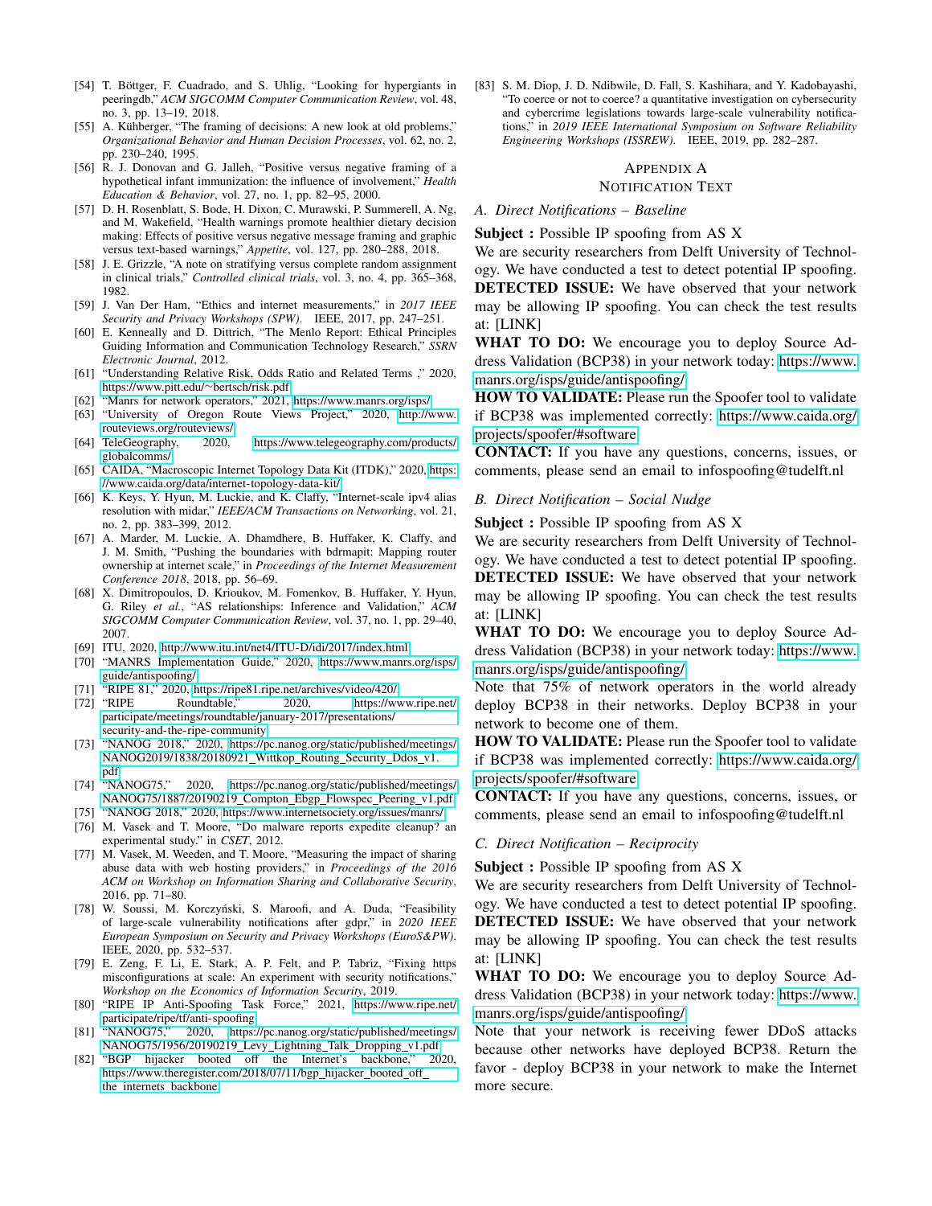[54] T. Böttger, F. Cuadrado, and S. Uhlig, "Looking for hypergiants in peeringdb," *ACM SIGCOMM Computer Communication Review*, vol. 48, no. 3, pp. 13–19, 2018.

[55] A. Kühberger, "The framing of decisions: A new look at old problems," *Organizational Behavior and Human Decision Processes*, vol. 62, no. 2, pp. 230–240, 1995.

[56] R. J. Donovan and G. Jalleh, "Positive versus negative framing of a hypothetical infant immunization: the influence of involvement," *Health Education & Behavior*, vol. 27, no. 1, pp. 82–95, 2000.

[57] D. H. Rosenblatt, S. Bode, H. Dixon, C. Murawski, P. Summerell, A. Ng, and M. Wakefield, "Health warnings promote healthier dietary decision making: Effects of positive versus negative message framing and graphic versus text-based warnings," *Appetite*, vol. 127, pp. 280–288, 2018.

[58] J. E. Grizzle, "A note on stratifying versus complete random assignment in clinical trials," *Controlled clinical trials*, vol. 3, no. 4, pp. 365–368, 1982.

[59] J. Van Der Ham, "Ethics and internet measurements," in *2017 IEEE Security and Privacy Workshops (SPW)*. IEEE, 2017, pp. 247–251.

[60] E. Kenneally and D. Dittrich, "The Menlo Report: Ethical Principles Guiding Information and Communication Technology Research," *SSRN Electronic Journal*, 2012.

[61] "Understanding Relative Risk, Odds Ratio and Related Terms ," 2020, https://www.pitt.edu/~bertsch/risk.pdf.

[62] "Manrs for network operators," 2021, https://www.manrs.org/isps/.

[63] "University of Oregon Route Views Project," 2020, http://www.routeviews.org/routeviews/.

[64] TeleGeography, 2020, https://www.telegeography.com/products/globalcomms/.

[65] CAIDA, "Macroscopic Internet Topology Data Kit (ITDK)," 2020, https://www.caida.org/data/internet-topology-data-kit/.

[66] K. Keys, Y. Hyun, M. Luckie, and K. Claffy, "Internet-scale ipv4 alias resolution with midar," *IEEE/ACM Transactions on Networking*, vol. 21, no. 2, pp. 383–399, 2012.

[67] A. Marder, M. Luckie, A. Dhamdhere, B. Huffaker, K. Claffy, and J. M. Smith, "Pushing the boundaries with bdrmapit: Mapping router ownership at internet scale," in *Proceedings of the Internet Measurement Conference 2018*, 2018, pp. 56–69.

[68] X. Dimitropoulos, D. Krioukov, M. Fomenkov, B. Huffaker, Y. Hyun, G. Riley *et al.*, "AS relationships: Inference and Validation," *ACM SIGCOMM Computer Communication Review*, vol. 37, no. 1, pp. 29–40, 2007.

[69] ITU, 2020, http://www.itu.int/net4/ITU-D/idi/2017/index.html.

[70] "MANRS Implementation Guide," 2020, https://www.manrs.org/isps/guide/antispoofing/.

[71] "RIPE 81," 2020, https://ripe81.ripe.net/archives/video/420/.

[72] "RIPE Roundtable," 2020, https://www.ripe.net/participate/meetings/roundtable/january-2017/presentations/security-and-the-ripe-community.

[73] "NANOG 2018," 2020, https://pc.nanog.org/static/published/meetings/NANOG2019/1838/20180921_Wittkop_Routing_Security_Ddos_v1.pdf.

[74] "NANOG75," 2020, https://pc.nanog.org/static/published/meetings/NANOG75/1887/20190219_Compton_Ebgp_Flowspec_Peering_v1.pdf.

[75] "NANOG 2018," 2020, https://www.internetsociety.org/issues/manrs/.

[76] M. Vasek and T. Moore, "Do malware reports expedite cleanup? an experimental study." in *CSET*, 2012.

[77] M. Vasek, M. Weeden, and T. Moore, "Measuring the impact of sharing abuse data with web hosting providers," in *Proceedings of the 2016 ACM on Workshop on Information Sharing and Collaborative Security*, 2016, pp. 71–80.

[78] W. Soussi, M. Korczyński, S. Maroofi, and A. Duda, "Feasibility of large-scale vulnerability notifications after gdpr," in *2020 IEEE European Symposium on Security and Privacy Workshops (EuroS&PW)*. IEEE, 2020, pp. 532–537.

[79] E. Zeng, F. Li, E. Stark, A. P. Felt, and P. Tabriz, "Fixing https misconfigurations at scale: An experiment with security notifications," *Workshop on the Economics of Information Security*, 2019.

[80] "RIPE IP Anti-Spoofing Task Force," 2021, https://www.ripe.net/participate/ripe/tf/anti-spoofing.

[81] "NANOG75," 2020, https://pc.nanog.org/static/published/meetings/NANOG75/1956/20190219_Levy_Lightning_Talk_Dropping_v1.pdf.

[82] "BGP hijacker booted off the Internet's backbone," 2020, https://www.theregister.com/2018/07/11/bgp_hijacker_booted_off_the_internets_backbone.

[83] S. M. Diop, J. D. Ndibwile, D. Fall, S. Kashihara, and Y. Kadobayashi, "To coerce or not to coerce? a quantitative investigation on cybersecurity and cybercrime legislations towards large-scale vulnerability notifications," in *2019 IEEE International Symposium on Software Reliability Engineering Workshops (ISSREW)*. IEEE, 2019, pp. 282–287.

# Appendix A
# Notification Text

## A. Direct Notifications – Baseline

**Subject :** Possible IP spoofing from AS X

We are security researchers from Delft University of Technology. We have conducted a test to detect potential IP spoofing.
**DETECTED ISSUE:** We have observed that your network may be allowing IP spoofing. You can check the test results at: [LINK]
**WHAT TO DO:** We encourage you to deploy Source Address Validation (BCP38) in your network today: https://www.manrs.org/isps/guide/antispoofing/
**HOW TO VALIDATE:** Please run the Spoofer tool to validate if BCP38 was implemented correctly: https://www.caida.org/projects/spoofer/#software
**CONTACT:** If you have any questions, concerns, issues, or comments, please send an email to infospoofing@tudelft.nl

## B. Direct Notification – Social Nudge

**Subject :** Possible IP spoofing from AS X

We are security researchers from Delft University of Technology. We have conducted a test to detect potential IP spoofing.
**DETECTED ISSUE:** We have observed that your network may be allowing IP spoofing. You can check the test results at: [LINK]
**WHAT TO DO:** We encourage you to deploy Source Address Validation (BCP38) in your network today: https://www.manrs.org/isps/guide/antispoofing/
Note that 75% of network operators in the world already deploy BCP38 in their networks. Deploy BCP38 in your network to become one of them.
**HOW TO VALIDATE:** Please run the Spoofer tool to validate if BCP38 was implemented correctly: https://www.caida.org/projects/spoofer/#software
**CONTACT:** If you have any questions, concerns, issues, or comments, please send an email to infospoofing@tudelft.nl

## C. Direct Notification – Reciprocity

**Subject :** Possible IP spoofing from AS X

We are security researchers from Delft University of Technology. We have conducted a test to detect potential IP spoofing.
**DETECTED ISSUE:** We have observed that your network may be allowing IP spoofing. You can check the test results at: [LINK]
**WHAT TO DO:** We encourage you to deploy Source Address Validation (BCP38) in your network today: https://www.manrs.org/isps/guide/antispoofing/
Note that your network is receiving fewer DDoS attacks because other networks have deployed BCP38. Return the favor - deploy BCP38 in your network to make the Internet more secure.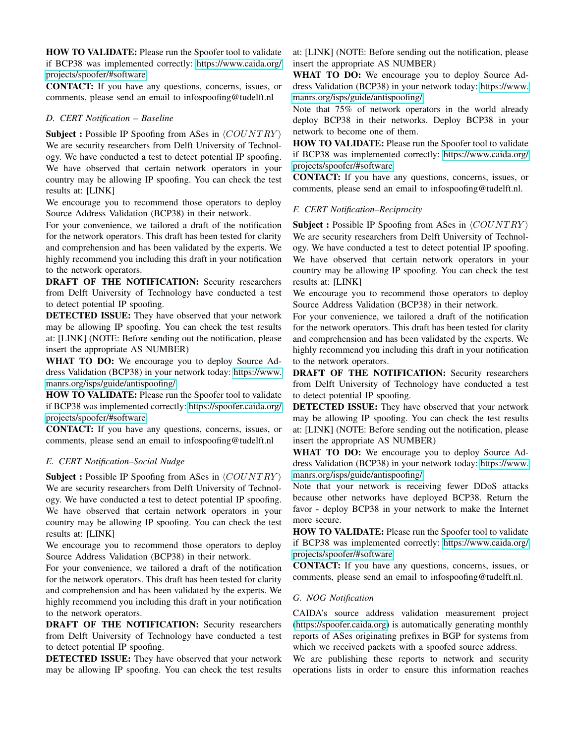**HOW TO VALIDATE:** Please run the Spoofer tool to validate if BCP38 was implemented correctly: https://www.caida.org/projects/spoofer/#software

**CONTACT:** If you have any questions, concerns, issues, or comments, please send an email to infospoofing@tudelft.nl

### D. CERT Notification – Baseline

**Subject :** Possible IP Spoofing from ASes in $\langle COUNTRY \rangle$

We are security researchers from Delft University of Technology. We have conducted a test to detect potential IP spoofing. We have observed that certain network operators in your country may be allowing IP spoofing. You can check the test results at: [LINK]

We encourage you to recommend those operators to deploy Source Address Validation (BCP38) in their network.

For your convenience, we tailored a draft of the notification for the network operators. This draft has been tested for clarity and comprehension and has been validated by the experts. We highly recommend you including this draft in your notification to the network operators.

**DRAFT OF THE NOTIFICATION:** Security researchers from Delft University of Technology have conducted a test to detect potential IP spoofing.

**DETECTED ISSUE:** They have observed that your network may be allowing IP spoofing. You can check the test results at: [LINK] (NOTE: Before sending out the notification, please insert the appropriate AS NUMBER)

**WHAT TO DO:** We encourage you to deploy Source Address Validation (BCP38) in your network today: https://www.manrs.org/isps/guide/antispoofing/

**HOW TO VALIDATE:** Please run the Spoofer tool to validate if BCP38 was implemented correctly: https://spoofer.caida.org/projects/spoofer/#software

**CONTACT:** If you have any questions, concerns, issues, or comments, please send an email to infospoofing@tudelft.nl

### E. CERT Notification–Social Nudge

**Subject :** Possible IP Spoofing from ASes in $\langle COUNTRY \rangle$

We are security researchers from Delft University of Technology. We have conducted a test to detect potential IP spoofing. We have observed that certain network operators in your country may be allowing IP spoofing. You can check the test results at: [LINK]

We encourage you to recommend those operators to deploy Source Address Validation (BCP38) in their network.

For your convenience, we tailored a draft of the notification for the network operators. This draft has been tested for clarity and comprehension and has been validated by the experts. We highly recommend you including this draft in your notification to the network operators.

**DRAFT OF THE NOTIFICATION:** Security researchers from Delft University of Technology have conducted a test to detect potential IP spoofing.

**DETECTED ISSUE:** They have observed that your network may be allowing IP spoofing. You can check the test results at: [LINK] (NOTE: Before sending out the notification, please insert the appropriate AS NUMBER)

**WHAT TO DO:** We encourage you to deploy Source Address Validation (BCP38) in your network today: https://www.manrs.org/isps/guide/antispoofing/

Note that 75% of network operators in the world already deploy BCP38 in their networks. Deploy BCP38 in your network to become one of them.

**HOW TO VALIDATE:** Please run the Spoofer tool to validate if BCP38 was implemented correctly: https://www.caida.org/projects/spoofer/#software

**CONTACT:** If you have any questions, concerns, issues, or comments, please send an email to infospoofing@tudelft.nl.

### F. CERT Notification–Reciprocity

**Subject :** Possible IP Spoofing from ASes in $\langle COUNTRY \rangle$

We are security researchers from Delft University of Technology. We have conducted a test to detect potential IP spoofing. We have observed that certain network operators in your country may be allowing IP spoofing. You can check the test results at: [LINK]

We encourage you to recommend those operators to deploy Source Address Validation (BCP38) in their network.

For your convenience, we tailored a draft of the notification for the network operators. This draft has been tested for clarity and comprehension and has been validated by the experts. We highly recommend you including this draft in your notification to the network operators.

**DRAFT OF THE NOTIFICATION:** Security researchers from Delft University of Technology have conducted a test to detect potential IP spoofing.

**DETECTED ISSUE:** They have observed that your network may be allowing IP spoofing. You can check the test results at: [LINK] (NOTE: Before sending out the notification, please insert the appropriate AS NUMBER)

**WHAT TO DO:** We encourage you to deploy Source Address Validation (BCP38) in your network today: https://www.manrs.org/isps/guide/antispoofing/

Note that your network is receiving fewer DDoS attacks because other networks have deployed BCP38. Return the favor - deploy BCP38 in your network to make the Internet more secure.

**HOW TO VALIDATE:** Please run the Spoofer tool to validate if BCP38 was implemented correctly: https://www.caida.org/projects/spoofer/#software

**CONTACT:** If you have any questions, concerns, issues, or comments, please send an email to infospoofing@tudelft.nl.

### G. NOG Notification

CAIDA's source address validation measurement project (https://spoofer.caida.org) is automatically generating monthly reports of ASes originating prefixes in BGP for systems from which we received packets with a spoofed source address.

We are publishing these reports to network and security operations lists in order to ensure this information reaches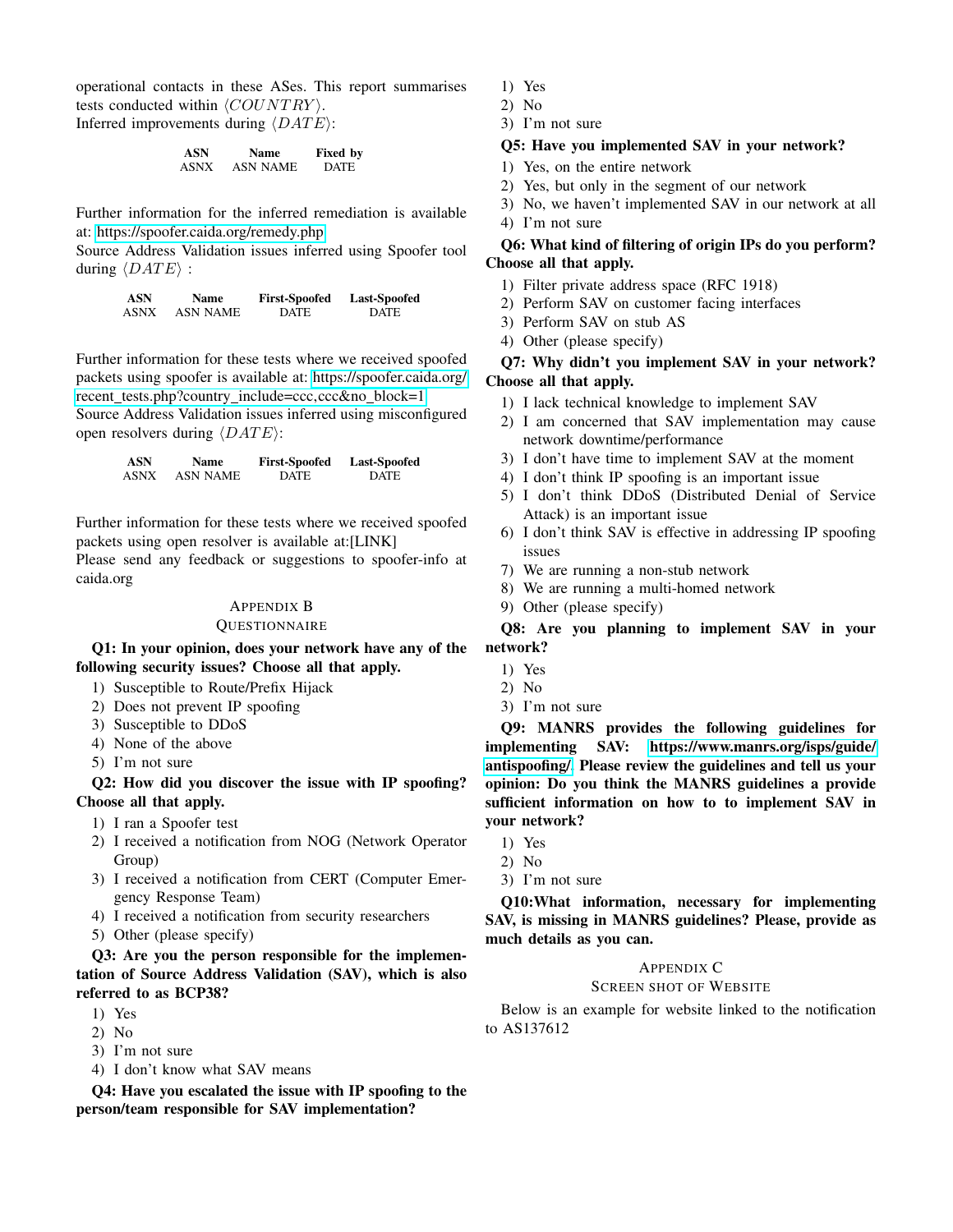operational contacts in these ASes. This report summarises tests conducted within $\langle COUNTRY \rangle$.
Inferred improvements during $\langle DATE \rangle$:

| ASN | Name | Fixed by |
|---|---|---|
| ASNX | ASN NAME | DATE |

Further information for the inferred remediation is available at: https://spoofer.caida.org/remedy.php
Source Address Validation issues inferred using Spoofer tool during $\langle DATE \rangle$ :

| ASN | Name | First-Spoofed | Last-Spoofed |
|---|---|---|---|
| ASNX | ASN NAME | DATE | DATE |

Further information for these tests where we received spoofed packets using spoofer is available at: https://spoofer.caida.org/recent_tests.php?country_include=ccc,ccc&no_block=1
Source Address Validation issues inferred using misconfigured open resolvers during $\langle DATE \rangle$:

| ASN | Name | First-Spoofed | Last-Spoofed |
|---|---|---|---|
| ASNX | ASN NAME | DATE | DATE |

Further information for these tests where we received spoofed packets using open resolver is available at:[LINK]
Please send any feedback or suggestions to spoofer-info at caida.org

## Appendix B
## Questionnaire

**Q1: In your opinion, does your network have any of the following security issues? Choose all that apply.**

1) Susceptible to Route/Prefix Hijack
2) Does not prevent IP spoofing
3) Susceptible to DDoS
4) None of the above
5) I'm not sure

**Q2: How did you discover the issue with IP spoofing? Choose all that apply.**

1) I ran a Spoofer test
2) I received a notification from NOG (Network Operator Group)
3) I received a notification from CERT (Computer Emergency Response Team)
4) I received a notification from security researchers
5) Other (please specify)

**Q3: Are you the person responsible for the implementation of Source Address Validation (SAV), which is also referred to as BCP38?**

1) Yes
2) No
3) I'm not sure
4) I don't know what SAV means

**Q4: Have you escalated the issue with IP spoofing to the person/team responsible for SAV implementation?**

1) Yes
2) No
3) I'm not sure

**Q5: Have you implemented SAV in your network?**

1) Yes, on the entire network
2) Yes, but only in the segment of our network
3) No, we haven't implemented SAV in our network at all
4) I'm not sure

**Q6: What kind of filtering of origin IPs do you perform? Choose all that apply.**

1) Filter private address space (RFC 1918)
2) Perform SAV on customer facing interfaces
3) Perform SAV on stub AS
4) Other (please specify)

**Q7: Why didn't you implement SAV in your network? Choose all that apply.**

1) I lack technical knowledge to implement SAV
2) I am concerned that SAV implementation may cause network downtime/performance
3) I don't have time to implement SAV at the moment
4) I don't think IP spoofing is an important issue
5) I don't think DDoS (Distributed Denial of Service Attack) is an important issue
6) I don't think SAV is effective in addressing IP spoofing issues
7) We are running a non-stub network
8) We are running a multi-homed network
9) Other (please specify)

**Q8: Are you planning to implement SAV in your network?**

1) Yes
2) No
3) I'm not sure

**Q9: MANRS provides the following guidelines for implementing SAV: https://www.manrs.org/isps/guide/antispoofing/. Please review the guidelines and tell us your opinion: Do you think the MANRS guidelines a provide sufficient information on how to to implement SAV in your network?**

1) Yes
2) No
3) I'm not sure

**Q10:What information, necessary for implementing SAV, is missing in MANRS guidelines? Please, provide as much details as you can.**

## Appendix C
## Screen shot of Website

Below is an example for website linked to the notification to AS137612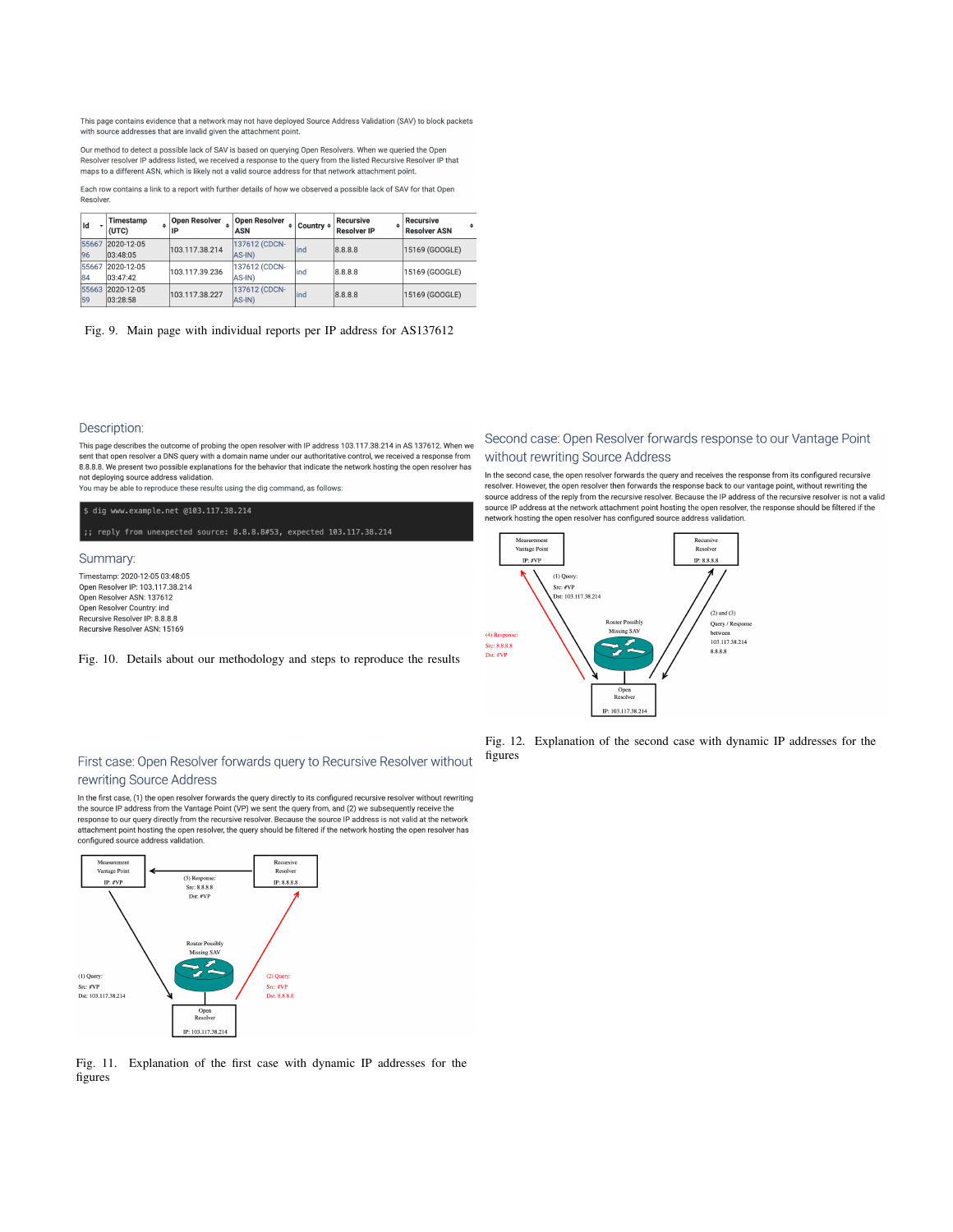This page contains evidence that a network may not have deployed Source Address Validation (SAV) to block packets with source addresses that are invalid given the attachment point.

Our method to detect a possible lack of SAV is based on querying Open Resolvers. When we queried the Open Resolver resolver IP address listed, we received a response to the query from the listed Recursive Resolver IP that maps to a different ASN, which is likely not a valid source address for that network attachment point.

Each row contains a link to a report with further details of how we observed a possible lack of SAV for that Open Resolver.

| Id | Timestamp (UTC) | Open Resolver IP | Open Resolver ASN | Country | Recursive Resolver IP | Recursive Resolver ASN |
|---|---|---|---|---|---|---|
| 5566796 | 2020-12-05 03:48:05 | 103.117.38.214 | 137612 (CDCN-AS-IN) | ind | 8.8.8.8 | 15169 (GOOGLE) |
| 5566784 | 2020-12-05 03:47:42 | 103.117.39.236 | 137612 (CDCN-AS-IN) | ind | 8.8.8.8 | 15169 (GOOGLE) |
| 5566359 | 2020-12-05 03:28:58 | 103.117.38.227 | 137612 (CDCN-AS-IN) | ind | 8.8.8.8 | 15169 (GOOGLE) |

Fig. 9. Main page with individual reports per IP address for AS137612

Description:

This page describes the outcome of probing the open resolver with IP address 103.117.38.214 in AS 137612. When we sent that open resolver a DNS query with a domain name under our authoritative control, we received a response from 8.8.8.8. We present two possible explanations for the behavior that indicate the network hosting the open resolver has not deploying source address validation.
You may be able to reproduce these results using the dig command, as follows:

```
$ dig www.example.net @103.117.38.214

;; reply from unexpected source: 8.8.8.8#53, expected 103.117.38.214
```

Summary:

Timestamp: 2020-12-05 03:48:05
Open Resolver IP: 103.117.38.214
Open Resolver ASN: 137612
Open Resolver Country: ind
Recursive Resolver IP: 8.8.8.8
Recursive Resolver ASN: 15169

Fig. 10. Details about our methodology and steps to reproduce the results

First case: Open Resolver forwards query to Recursive Resolver without rewriting Source Address

In the first case, (1) the open resolver forwards the query directly to its configured recursive resolver without rewriting the source IP address from the Vantage Point (VP) we sent the query from, and (2) we subsequently receive the response to our query directly from the recursive resolver. Because the source IP address is not valid at the network attachment point hosting the open resolver, the query should be filtered if the network hosting the open resolver has configured source address validation.

Measurement Vantage Point
IP: #VP
Recursive Resolver
IP: 8.8.8.8
(3) Response:
Src: 8.8.8.8
Dst: #VP
Router Possibly Missing SAV
(1) Query:
Src: #VP
Dst: 103.117.38.214
(2) Query:
Src: #VP
Dst: 8.8.8.8
Open Resolver
IP: 103.117.38.214

Fig. 11. Explanation of the first case with dynamic IP addresses for the figures

Second case: Open Resolver forwards response to our Vantage Point without rewriting Source Address

In the second case, the open resolver forwards the query and receives the response from its configured recursive resolver. However, the open resolver then forwards the response back to our vantage point, without rewriting the source address of the reply from the recursive resolver. Because the IP address of the recursive resolver is not a valid source IP address at the network attachment point hosting the open resolver, the response should be filtered if the network hosting the open resolver has configured source address validation.

Measurement Vantage Point
IP: #VP
Recursive Resolver
IP: 8.8.8.8
(1) Query:
Src: #VP
Dst: 103.117.38.214
(2) and (3)
Query / Response
between
103.117.38.214
8.8.8.8
Router Possibly Missing SAV
(4) Response:
Src: 8.8.8.8
Dst: #VP
Open Resolver
IP: 103.117.38.214

Fig. 12. Explanation of the second case with dynamic IP addresses for the figures